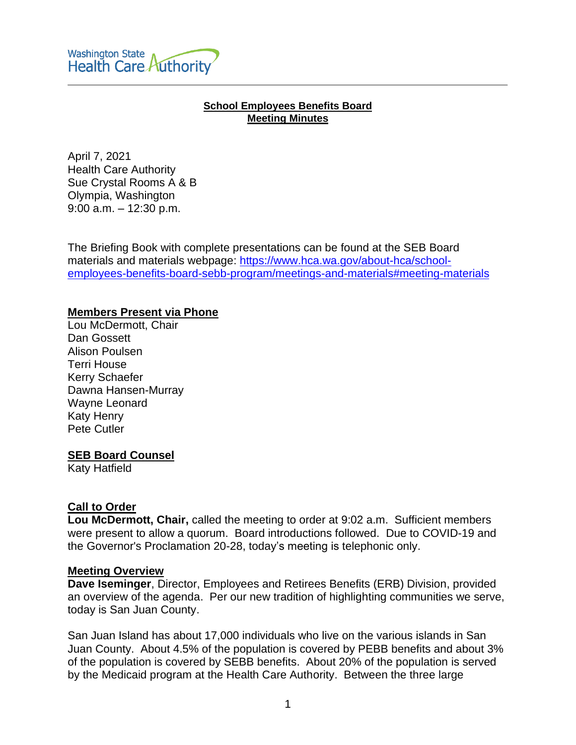Washington State Health Care Authority

**School Employees Benefits Board**
**Meeting Minutes**

April 7, 2021
Health Care Authority
Sue Crystal Rooms A & B
Olympia, Washington
9:00 a.m. – 12:30 p.m.

The Briefing Book with complete presentations can be found at the SEB Board materials and materials webpage: [https://www.hca.wa.gov/about-hca/school-employees-benefits-board-sebb-program/meetings-and-materials#meeting-materials](https://www.hca.wa.gov/about-hca/school-employees-benefits-board-sebb-program/meetings-and-materials#meeting-materials)

## Members Present via Phone

Lou McDermott, Chair
Dan Gossett
Alison Poulsen
Terri House
Kerry Schaefer
Dawna Hansen-Murray
Wayne Leonard
Katy Henry
Pete Cutler

## SEB Board Counsel

Katy Hatfield

## Call to Order

**Lou McDermott, Chair,** called the meeting to order at 9:02 a.m. Sufficient members were present to allow a quorum. Board introductions followed. Due to COVID-19 and the Governor's Proclamation 20-28, today's meeting is telephonic only.

## Meeting Overview

**Dave Iseminger**, Director, Employees and Retirees Benefits (ERB) Division, provided an overview of the agenda. Per our new tradition of highlighting communities we serve, today is San Juan County.

San Juan Island has about 17,000 individuals who live on the various islands in San Juan County. About 4.5% of the population is covered by PEBB benefits and about 3% of the population is covered by SEBB benefits. About 20% of the population is served by the Medicaid program at the Health Care Authority. Between the three large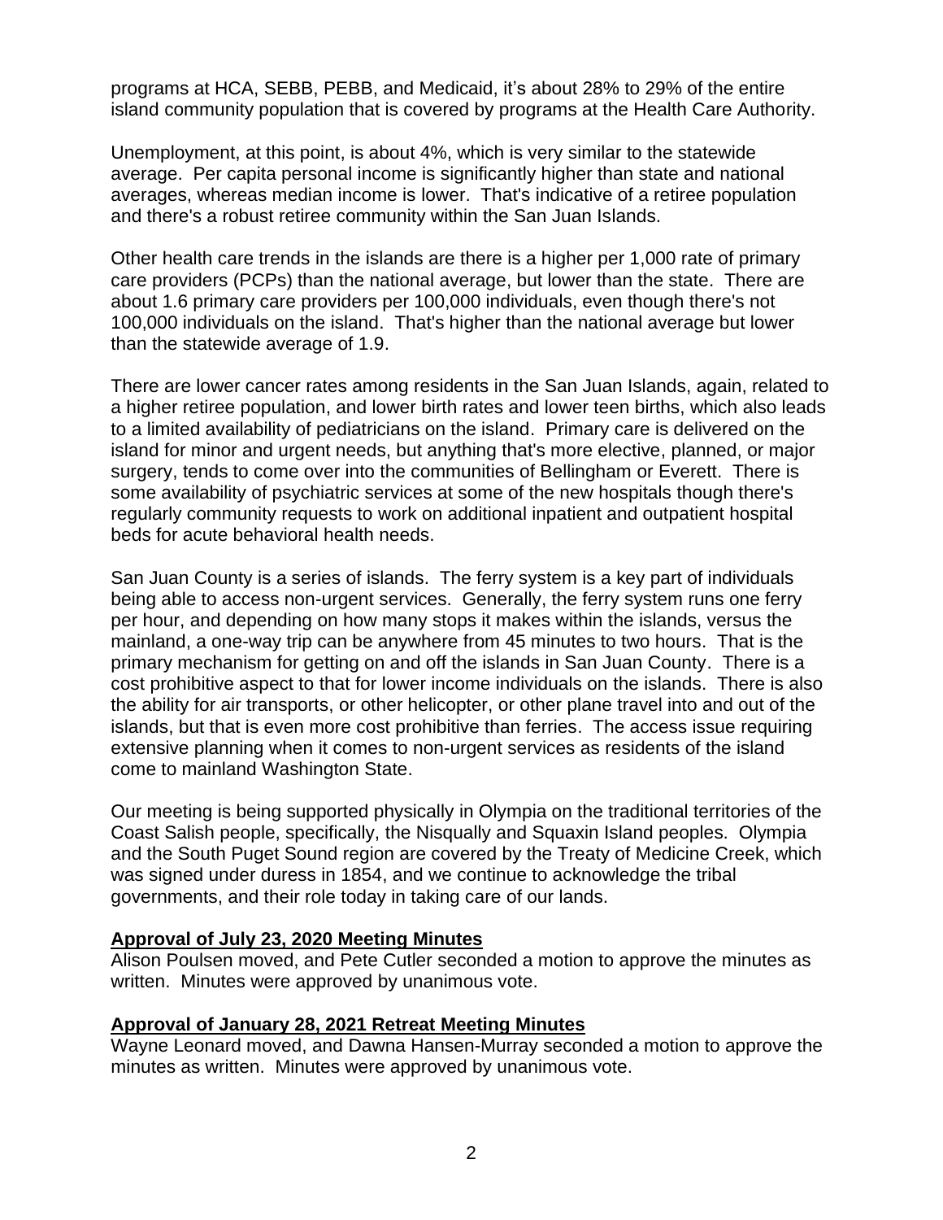programs at HCA, SEBB, PEBB, and Medicaid, it's about 28% to 29% of the entire island community population that is covered by programs at the Health Care Authority.

Unemployment, at this point, is about 4%, which is very similar to the statewide average. Per capita personal income is significantly higher than state and national averages, whereas median income is lower. That's indicative of a retiree population and there's a robust retiree community within the San Juan Islands.

Other health care trends in the islands are there is a higher per 1,000 rate of primary care providers (PCPs) than the national average, but lower than the state. There are about 1.6 primary care providers per 100,000 individuals, even though there's not 100,000 individuals on the island. That's higher than the national average but lower than the statewide average of 1.9.

There are lower cancer rates among residents in the San Juan Islands, again, related to a higher retiree population, and lower birth rates and lower teen births, which also leads to a limited availability of pediatricians on the island. Primary care is delivered on the island for minor and urgent needs, but anything that's more elective, planned, or major surgery, tends to come over into the communities of Bellingham or Everett. There is some availability of psychiatric services at some of the new hospitals though there's regularly community requests to work on additional inpatient and outpatient hospital beds for acute behavioral health needs.

San Juan County is a series of islands. The ferry system is a key part of individuals being able to access non-urgent services. Generally, the ferry system runs one ferry per hour, and depending on how many stops it makes within the islands, versus the mainland, a one-way trip can be anywhere from 45 minutes to two hours. That is the primary mechanism for getting on and off the islands in San Juan County. There is a cost prohibitive aspect to that for lower income individuals on the islands. There is also the ability for air transports, or other helicopter, or other plane travel into and out of the islands, but that is even more cost prohibitive than ferries. The access issue requiring extensive planning when it comes to non-urgent services as residents of the island come to mainland Washington State.

Our meeting is being supported physically in Olympia on the traditional territories of the Coast Salish people, specifically, the Nisqually and Squaxin Island peoples. Olympia and the South Puget Sound region are covered by the Treaty of Medicine Creek, which was signed under duress in 1854, and we continue to acknowledge the tribal governments, and their role today in taking care of our lands.

## Approval of July 23, 2020 Meeting Minutes

Alison Poulsen moved, and Pete Cutler seconded a motion to approve the minutes as written. Minutes were approved by unanimous vote.

## Approval of January 28, 2021 Retreat Meeting Minutes

Wayne Leonard moved, and Dawna Hansen-Murray seconded a motion to approve the minutes as written. Minutes were approved by unanimous vote.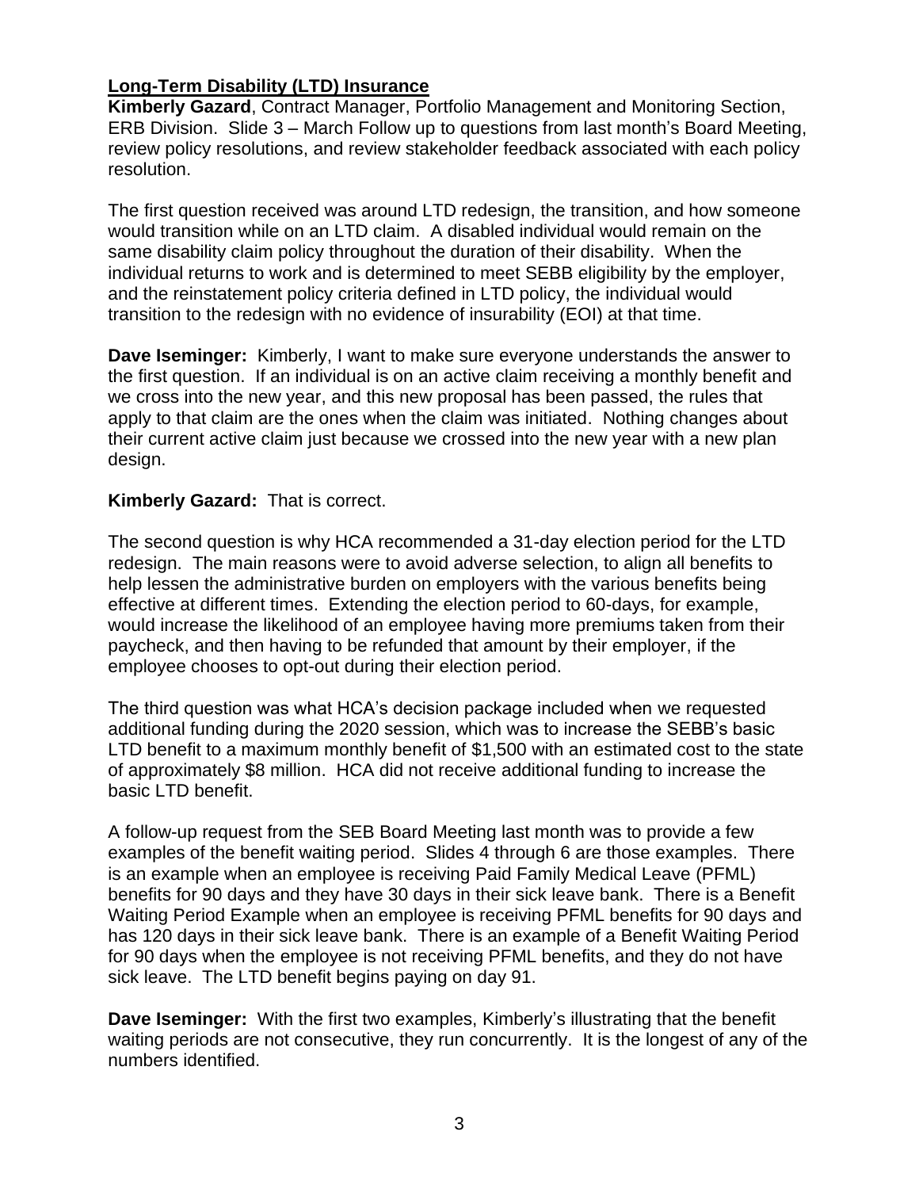**Long-Term Disability (LTD) Insurance**

**Kimberly Gazard**, Contract Manager, Portfolio Management and Monitoring Section, ERB Division. Slide 3 – March Follow up to questions from last month's Board Meeting, review policy resolutions, and review stakeholder feedback associated with each policy resolution.

The first question received was around LTD redesign, the transition, and how someone would transition while on an LTD claim. A disabled individual would remain on the same disability claim policy throughout the duration of their disability. When the individual returns to work and is determined to meet SEBB eligibility by the employer, and the reinstatement policy criteria defined in LTD policy, the individual would transition to the redesign with no evidence of insurability (EOI) at that time.

**Dave Iseminger:** Kimberly, I want to make sure everyone understands the answer to the first question. If an individual is on an active claim receiving a monthly benefit and we cross into the new year, and this new proposal has been passed, the rules that apply to that claim are the ones when the claim was initiated. Nothing changes about their current active claim just because we crossed into the new year with a new plan design.

**Kimberly Gazard:** That is correct.

The second question is why HCA recommended a 31-day election period for the LTD redesign. The main reasons were to avoid adverse selection, to align all benefits to help lessen the administrative burden on employers with the various benefits being effective at different times. Extending the election period to 60-days, for example, would increase the likelihood of an employee having more premiums taken from their paycheck, and then having to be refunded that amount by their employer, if the employee chooses to opt-out during their election period.

The third question was what HCA's decision package included when we requested additional funding during the 2020 session, which was to increase the SEBB's basic LTD benefit to a maximum monthly benefit of $1,500 with an estimated cost to the state of approximately $8 million. HCA did not receive additional funding to increase the basic LTD benefit.

A follow-up request from the SEB Board Meeting last month was to provide a few examples of the benefit waiting period. Slides 4 through 6 are those examples. There is an example when an employee is receiving Paid Family Medical Leave (PFML) benefits for 90 days and they have 30 days in their sick leave bank. There is a Benefit Waiting Period Example when an employee is receiving PFML benefits for 90 days and has 120 days in their sick leave bank. There is an example of a Benefit Waiting Period for 90 days when the employee is not receiving PFML benefits, and they do not have sick leave. The LTD benefit begins paying on day 91.

**Dave Iseminger:** With the first two examples, Kimberly's illustrating that the benefit waiting periods are not consecutive, they run concurrently. It is the longest of any of the numbers identified.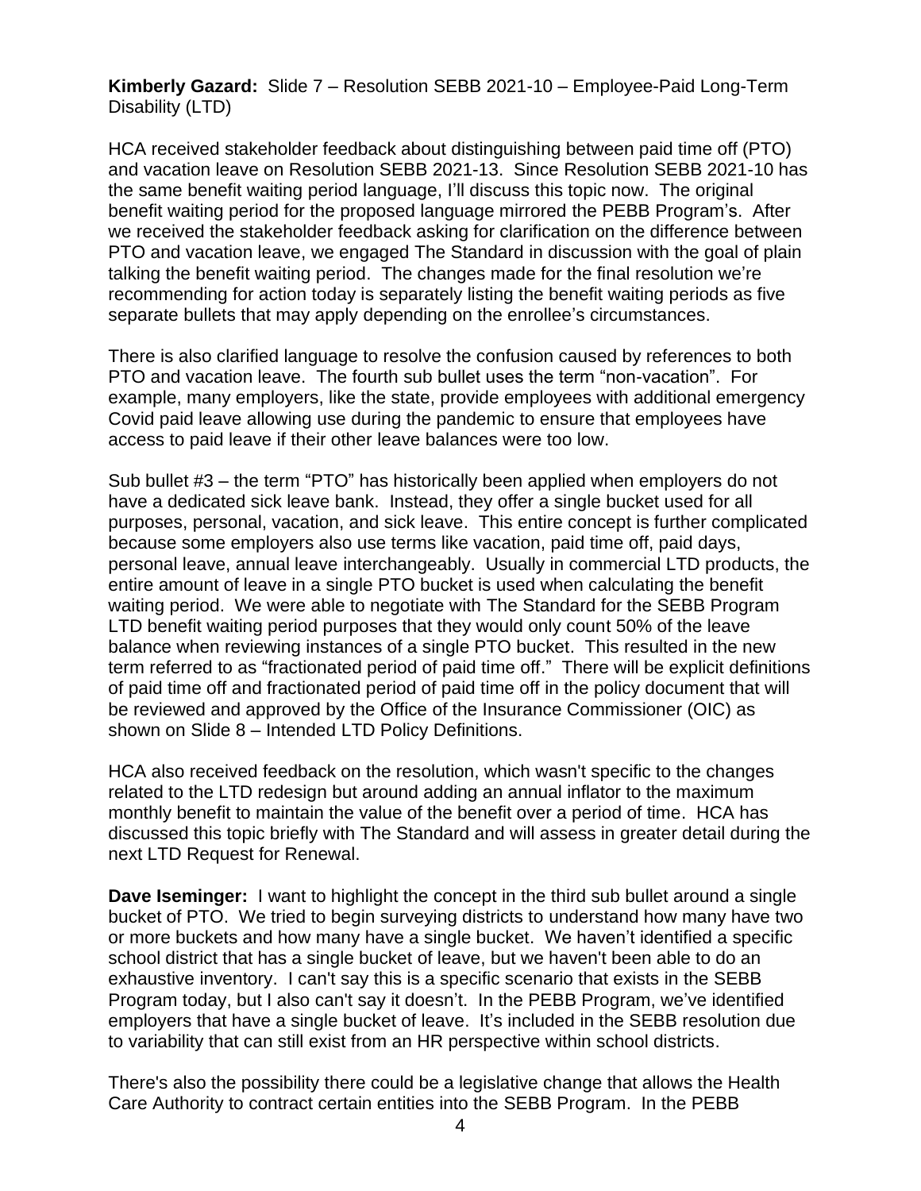**Kimberly Gazard:** Slide 7 – Resolution SEBB 2021-10 – Employee-Paid Long-Term Disability (LTD)

HCA received stakeholder feedback about distinguishing between paid time off (PTO) and vacation leave on Resolution SEBB 2021-13. Since Resolution SEBB 2021-10 has the same benefit waiting period language, I'll discuss this topic now. The original benefit waiting period for the proposed language mirrored the PEBB Program's. After we received the stakeholder feedback asking for clarification on the difference between PTO and vacation leave, we engaged The Standard in discussion with the goal of plain talking the benefit waiting period. The changes made for the final resolution we're recommending for action today is separately listing the benefit waiting periods as five separate bullets that may apply depending on the enrollee's circumstances.

There is also clarified language to resolve the confusion caused by references to both PTO and vacation leave. The fourth sub bullet uses the term "non-vacation". For example, many employers, like the state, provide employees with additional emergency Covid paid leave allowing use during the pandemic to ensure that employees have access to paid leave if their other leave balances were too low.

Sub bullet #3 – the term "PTO" has historically been applied when employers do not have a dedicated sick leave bank. Instead, they offer a single bucket used for all purposes, personal, vacation, and sick leave. This entire concept is further complicated because some employers also use terms like vacation, paid time off, paid days, personal leave, annual leave interchangeably. Usually in commercial LTD products, the entire amount of leave in a single PTO bucket is used when calculating the benefit waiting period. We were able to negotiate with The Standard for the SEBB Program LTD benefit waiting period purposes that they would only count 50% of the leave balance when reviewing instances of a single PTO bucket. This resulted in the new term referred to as "fractionated period of paid time off." There will be explicit definitions of paid time off and fractionated period of paid time off in the policy document that will be reviewed and approved by the Office of the Insurance Commissioner (OIC) as shown on Slide 8 – Intended LTD Policy Definitions.

HCA also received feedback on the resolution, which wasn't specific to the changes related to the LTD redesign but around adding an annual inflator to the maximum monthly benefit to maintain the value of the benefit over a period of time. HCA has discussed this topic briefly with The Standard and will assess in greater detail during the next LTD Request for Renewal.

**Dave Iseminger:** I want to highlight the concept in the third sub bullet around a single bucket of PTO. We tried to begin surveying districts to understand how many have two or more buckets and how many have a single bucket. We haven't identified a specific school district that has a single bucket of leave, but we haven't been able to do an exhaustive inventory. I can't say this is a specific scenario that exists in the SEBB Program today, but I also can't say it doesn't. In the PEBB Program, we've identified employers that have a single bucket of leave. It's included in the SEBB resolution due to variability that can still exist from an HR perspective within school districts.

There's also the possibility there could be a legislative change that allows the Health Care Authority to contract certain entities into the SEBB Program. In the PEBB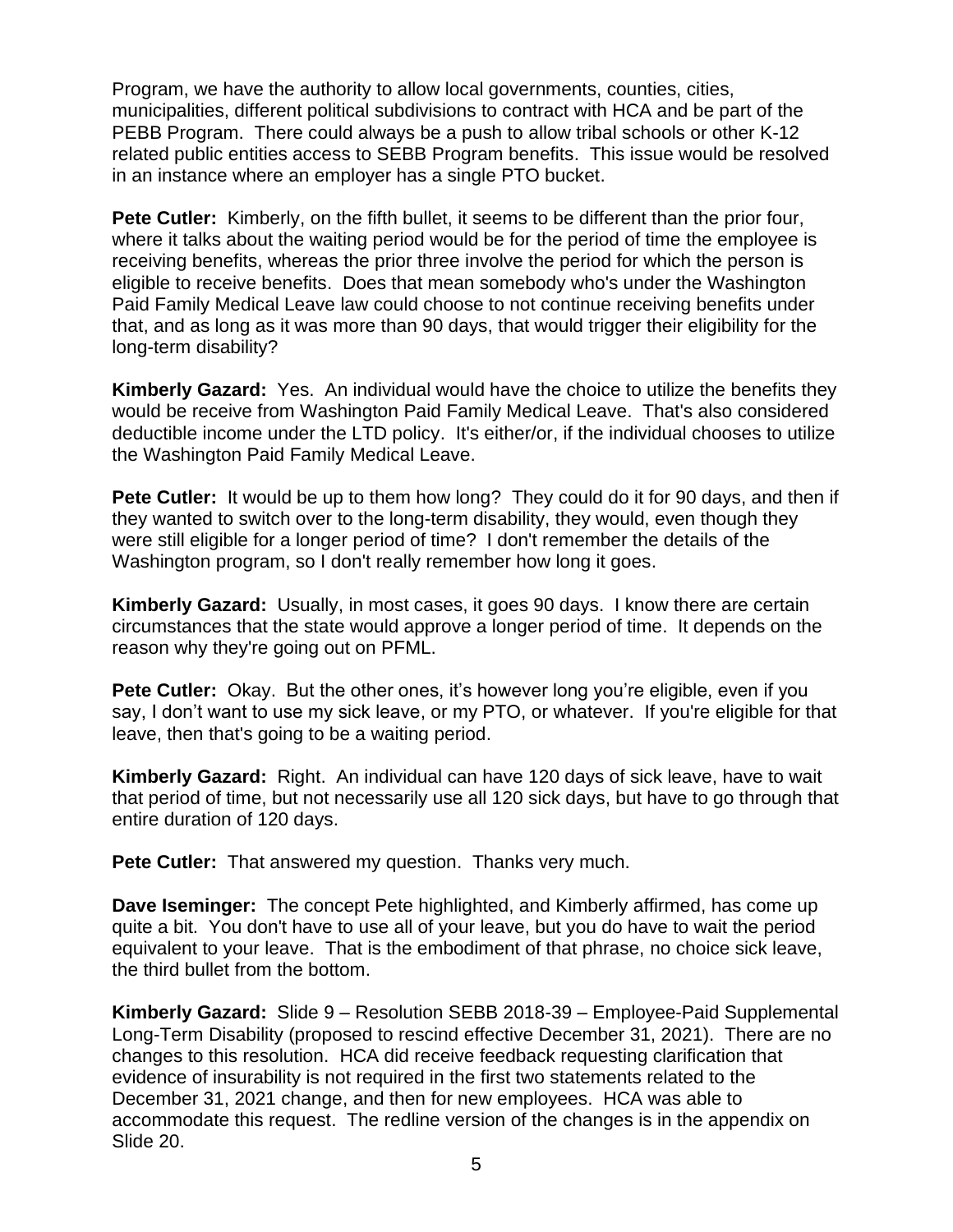Program, we have the authority to allow local governments, counties, cities, municipalities, different political subdivisions to contract with HCA and be part of the PEBB Program. There could always be a push to allow tribal schools or other K-12 related public entities access to SEBB Program benefits. This issue would be resolved in an instance where an employer has a single PTO bucket.

**Pete Cutler:** Kimberly, on the fifth bullet, it seems to be different than the prior four, where it talks about the waiting period would be for the period of time the employee is receiving benefits, whereas the prior three involve the period for which the person is eligible to receive benefits. Does that mean somebody who's under the Washington Paid Family Medical Leave law could choose to not continue receiving benefits under that, and as long as it was more than 90 days, that would trigger their eligibility for the long-term disability?

**Kimberly Gazard:** Yes. An individual would have the choice to utilize the benefits they would be receive from Washington Paid Family Medical Leave. That's also considered deductible income under the LTD policy. It's either/or, if the individual chooses to utilize the Washington Paid Family Medical Leave.

**Pete Cutler:** It would be up to them how long? They could do it for 90 days, and then if they wanted to switch over to the long-term disability, they would, even though they were still eligible for a longer period of time? I don't remember the details of the Washington program, so I don't really remember how long it goes.

**Kimberly Gazard:** Usually, in most cases, it goes 90 days. I know there are certain circumstances that the state would approve a longer period of time. It depends on the reason why they're going out on PFML.

**Pete Cutler:** Okay. But the other ones, it's however long you're eligible, even if you say, I don't want to use my sick leave, or my PTO, or whatever. If you're eligible for that leave, then that's going to be a waiting period.

**Kimberly Gazard:** Right. An individual can have 120 days of sick leave, have to wait that period of time, but not necessarily use all 120 sick days, but have to go through that entire duration of 120 days.

**Pete Cutler:** That answered my question. Thanks very much.

**Dave Iseminger:** The concept Pete highlighted, and Kimberly affirmed, has come up quite a bit. You don't have to use all of your leave, but you do have to wait the period equivalent to your leave. That is the embodiment of that phrase, no choice sick leave, the third bullet from the bottom.

**Kimberly Gazard:** Slide 9 – Resolution SEBB 2018-39 – Employee-Paid Supplemental Long-Term Disability (proposed to rescind effective December 31, 2021). There are no changes to this resolution. HCA did receive feedback requesting clarification that evidence of insurability is not required in the first two statements related to the December 31, 2021 change, and then for new employees. HCA was able to accommodate this request. The redline version of the changes is in the appendix on Slide 20.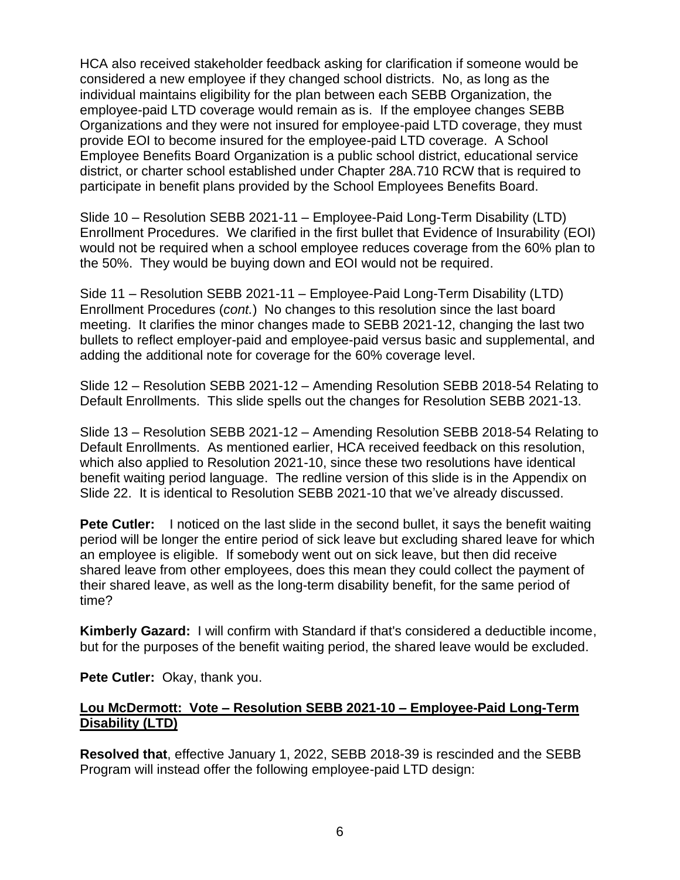HCA also received stakeholder feedback asking for clarification if someone would be considered a new employee if they changed school districts. No, as long as the individual maintains eligibility for the plan between each SEBB Organization, the employee-paid LTD coverage would remain as is. If the employee changes SEBB Organizations and they were not insured for employee-paid LTD coverage, they must provide EOI to become insured for the employee-paid LTD coverage. A School Employee Benefits Board Organization is a public school district, educational service district, or charter school established under Chapter 28A.710 RCW that is required to participate in benefit plans provided by the School Employees Benefits Board.

Slide 10 – Resolution SEBB 2021-11 – Employee-Paid Long-Term Disability (LTD) Enrollment Procedures. We clarified in the first bullet that Evidence of Insurability (EOI) would not be required when a school employee reduces coverage from the 60% plan to the 50%. They would be buying down and EOI would not be required.

Side 11 – Resolution SEBB 2021-11 – Employee-Paid Long-Term Disability (LTD) Enrollment Procedures (*cont.*) No changes to this resolution since the last board meeting. It clarifies the minor changes made to SEBB 2021-12, changing the last two bullets to reflect employer-paid and employee-paid versus basic and supplemental, and adding the additional note for coverage for the 60% coverage level.

Slide 12 – Resolution SEBB 2021-12 – Amending Resolution SEBB 2018-54 Relating to Default Enrollments. This slide spells out the changes for Resolution SEBB 2021-13.

Slide 13 – Resolution SEBB 2021-12 – Amending Resolution SEBB 2018-54 Relating to Default Enrollments. As mentioned earlier, HCA received feedback on this resolution, which also applied to Resolution 2021-10, since these two resolutions have identical benefit waiting period language. The redline version of this slide is in the Appendix on Slide 22. It is identical to Resolution SEBB 2021-10 that we've already discussed.

**Pete Cutler:** I noticed on the last slide in the second bullet, it says the benefit waiting period will be longer the entire period of sick leave but excluding shared leave for which an employee is eligible. If somebody went out on sick leave, but then did receive shared leave from other employees, does this mean they could collect the payment of their shared leave, as well as the long-term disability benefit, for the same period of time?

**Kimberly Gazard:** I will confirm with Standard if that's considered a deductible income, but for the purposes of the benefit waiting period, the shared leave would be excluded.

**Pete Cutler:** Okay, thank you.

**Lou McDermott: Vote – Resolution SEBB 2021-10 – Employee-Paid Long-Term Disability (LTD)**

**Resolved that**, effective January 1, 2022, SEBB 2018-39 is rescinded and the SEBB Program will instead offer the following employee-paid LTD design: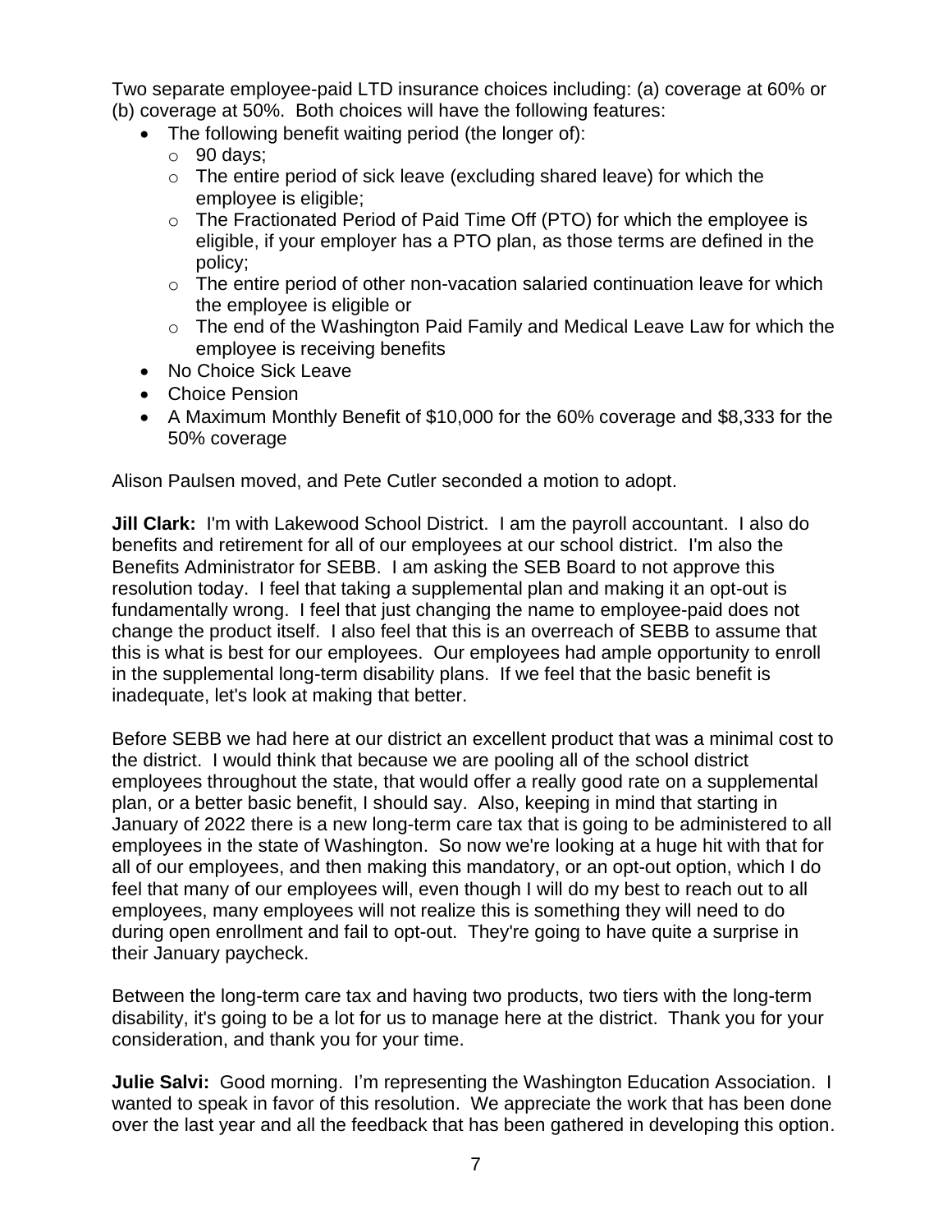Two separate employee-paid LTD insurance choices including: (a) coverage at 60% or (b) coverage at 50%. Both choices will have the following features:

- The following benefit waiting period (the longer of):
  - 90 days;
  - The entire period of sick leave (excluding shared leave) for which the employee is eligible;
  - The Fractionated Period of Paid Time Off (PTO) for which the employee is eligible, if your employer has a PTO plan, as those terms are defined in the policy;
  - The entire period of other non-vacation salaried continuation leave for which the employee is eligible or
  - The end of the Washington Paid Family and Medical Leave Law for which the employee is receiving benefits
- No Choice Sick Leave
- Choice Pension
- A Maximum Monthly Benefit of $10,000 for the 60% coverage and $8,333 for the 50% coverage

Alison Paulsen moved, and Pete Cutler seconded a motion to adopt.

**Jill Clark:** I'm with Lakewood School District. I am the payroll accountant. I also do benefits and retirement for all of our employees at our school district. I'm also the Benefits Administrator for SEBB. I am asking the SEB Board to not approve this resolution today. I feel that taking a supplemental plan and making it an opt-out is fundamentally wrong. I feel that just changing the name to employee-paid does not change the product itself. I also feel that this is an overreach of SEBB to assume that this is what is best for our employees. Our employees had ample opportunity to enroll in the supplemental long-term disability plans. If we feel that the basic benefit is inadequate, let's look at making that better.

Before SEBB we had here at our district an excellent product that was a minimal cost to the district. I would think that because we are pooling all of the school district employees throughout the state, that would offer a really good rate on a supplemental plan, or a better basic benefit, I should say. Also, keeping in mind that starting in January of 2022 there is a new long-term care tax that is going to be administered to all employees in the state of Washington. So now we're looking at a huge hit with that for all of our employees, and then making this mandatory, or an opt-out option, which I do feel that many of our employees will, even though I will do my best to reach out to all employees, many employees will not realize this is something they will need to do during open enrollment and fail to opt-out. They're going to have quite a surprise in their January paycheck.

Between the long-term care tax and having two products, two tiers with the long-term disability, it's going to be a lot for us to manage here at the district. Thank you for your consideration, and thank you for your time.

**Julie Salvi:** Good morning. I'm representing the Washington Education Association. I wanted to speak in favor of this resolution. We appreciate the work that has been done over the last year and all the feedback that has been gathered in developing this option.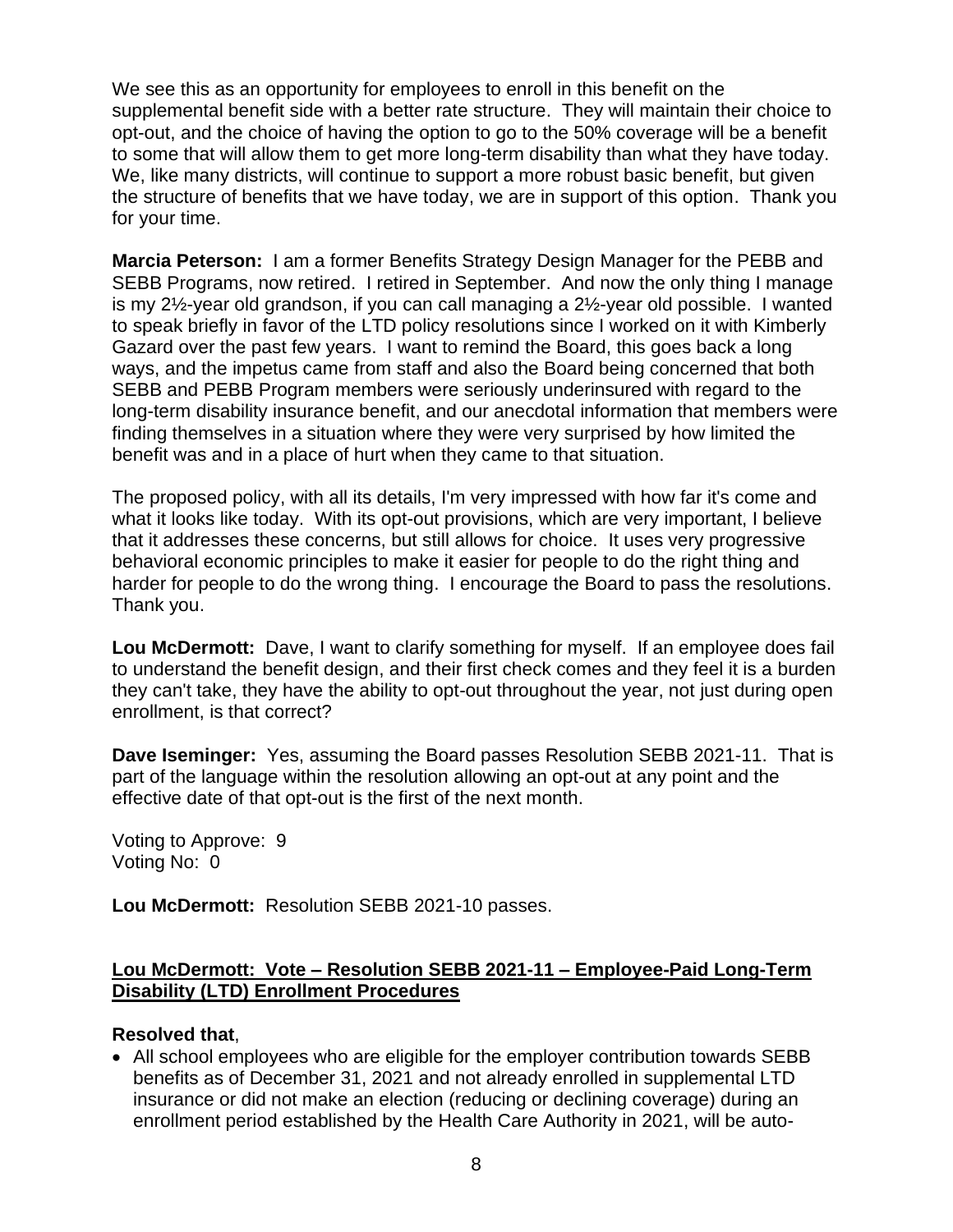We see this as an opportunity for employees to enroll in this benefit on the supplemental benefit side with a better rate structure. They will maintain their choice to opt-out, and the choice of having the option to go to the 50% coverage will be a benefit to some that will allow them to get more long-term disability than what they have today. We, like many districts, will continue to support a more robust basic benefit, but given the structure of benefits that we have today, we are in support of this option. Thank you for your time.

**Marcia Peterson:** I am a former Benefits Strategy Design Manager for the PEBB and SEBB Programs, now retired. I retired in September. And now the only thing I manage is my 2½-year old grandson, if you can call managing a 2½-year old possible. I wanted to speak briefly in favor of the LTD policy resolutions since I worked on it with Kimberly Gazard over the past few years. I want to remind the Board, this goes back a long ways, and the impetus came from staff and also the Board being concerned that both SEBB and PEBB Program members were seriously underinsured with regard to the long-term disability insurance benefit, and our anecdotal information that members were finding themselves in a situation where they were very surprised by how limited the benefit was and in a place of hurt when they came to that situation.

The proposed policy, with all its details, I'm very impressed with how far it's come and what it looks like today. With its opt-out provisions, which are very important, I believe that it addresses these concerns, but still allows for choice. It uses very progressive behavioral economic principles to make it easier for people to do the right thing and harder for people to do the wrong thing. I encourage the Board to pass the resolutions. Thank you.

**Lou McDermott:** Dave, I want to clarify something for myself. If an employee does fail to understand the benefit design, and their first check comes and they feel it is a burden they can't take, they have the ability to opt-out throughout the year, not just during open enrollment, is that correct?

**Dave Iseminger:** Yes, assuming the Board passes Resolution SEBB 2021-11. That is part of the language within the resolution allowing an opt-out at any point and the effective date of that opt-out is the first of the next month.

Voting to Approve: 9
Voting No: 0

**Lou McDermott:** Resolution SEBB 2021-10 passes.

## Lou McDermott: Vote – Resolution SEBB 2021-11 – Employee-Paid Long-Term Disability (LTD) Enrollment Procedures

**Resolved that**,

- All school employees who are eligible for the employer contribution towards SEBB benefits as of December 31, 2021 and not already enrolled in supplemental LTD insurance or did not make an election (reducing or declining coverage) during an enrollment period established by the Health Care Authority in 2021, will be auto-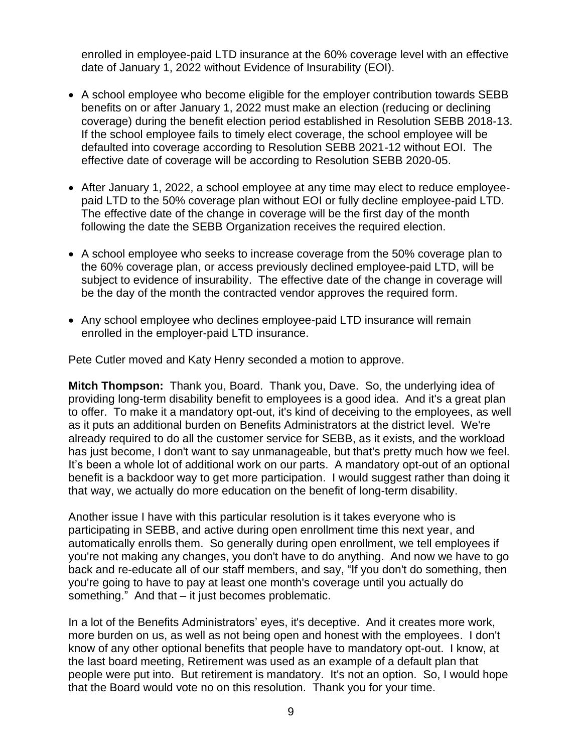enrolled in employee-paid LTD insurance at the 60% coverage level with an effective date of January 1, 2022 without Evidence of Insurability (EOI).

- A school employee who become eligible for the employer contribution towards SEBB benefits on or after January 1, 2022 must make an election (reducing or declining coverage) during the benefit election period established in Resolution SEBB 2018-13. If the school employee fails to timely elect coverage, the school employee will be defaulted into coverage according to Resolution SEBB 2021-12 without EOI. The effective date of coverage will be according to Resolution SEBB 2020-05.

- After January 1, 2022, a school employee at any time may elect to reduce employee-paid LTD to the 50% coverage plan without EOI or fully decline employee-paid LTD. The effective date of the change in coverage will be the first day of the month following the date the SEBB Organization receives the required election.

- A school employee who seeks to increase coverage from the 50% coverage plan to the 60% coverage plan, or access previously declined employee-paid LTD, will be subject to evidence of insurability. The effective date of the change in coverage will be the day of the month the contracted vendor approves the required form.

- Any school employee who declines employee-paid LTD insurance will remain enrolled in the employer-paid LTD insurance.

Pete Cutler moved and Katy Henry seconded a motion to approve.

**Mitch Thompson:** Thank you, Board. Thank you, Dave. So, the underlying idea of providing long-term disability benefit to employees is a good idea. And it's a great plan to offer. To make it a mandatory opt-out, it's kind of deceiving to the employees, as well as it puts an additional burden on Benefits Administrators at the district level. We're already required to do all the customer service for SEBB, as it exists, and the workload has just become, I don't want to say unmanageable, but that's pretty much how we feel. It’s been a whole lot of additional work on our parts. A mandatory opt-out of an optional benefit is a backdoor way to get more participation. I would suggest rather than doing it that way, we actually do more education on the benefit of long-term disability.

Another issue I have with this particular resolution is it takes everyone who is participating in SEBB, and active during open enrollment time this next year, and automatically enrolls them. So generally during open enrollment, we tell employees if you're not making any changes, you don't have to do anything. And now we have to go back and re-educate all of our staff members, and say, “If you don't do something, then you're going to have to pay at least one month's coverage until you actually do something.” And that – it just becomes problematic.

In a lot of the Benefits Administrators’ eyes, it's deceptive. And it creates more work, more burden on us, as well as not being open and honest with the employees. I don't know of any other optional benefits that people have to mandatory opt-out. I know, at the last board meeting, Retirement was used as an example of a default plan that people were put into. But retirement is mandatory. It's not an option. So, I would hope that the Board would vote no on this resolution. Thank you for your time.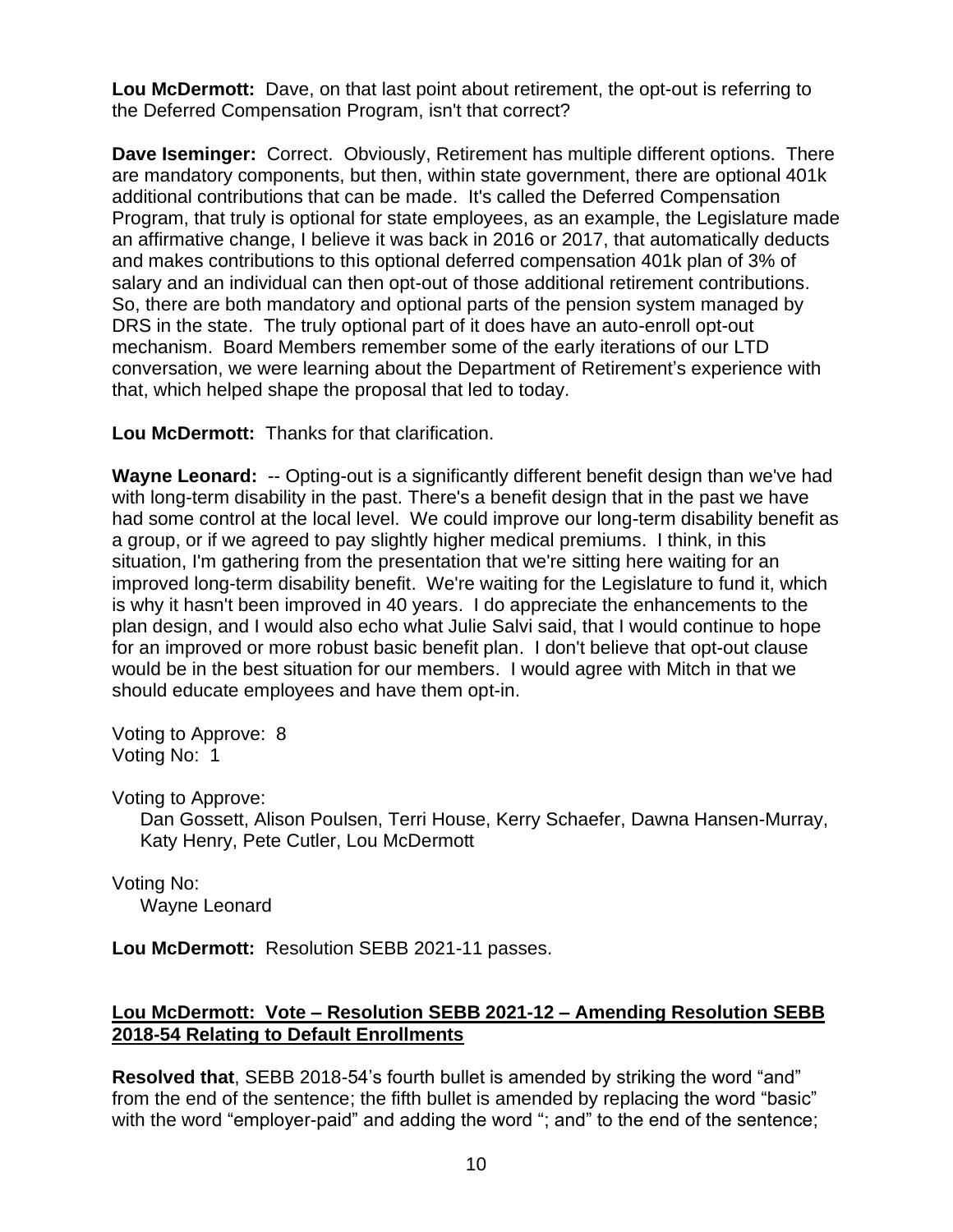**Lou McDermott:** Dave, on that last point about retirement, the opt-out is referring to the Deferred Compensation Program, isn't that correct?

**Dave Iseminger:** Correct. Obviously, Retirement has multiple different options. There are mandatory components, but then, within state government, there are optional 401k additional contributions that can be made. It's called the Deferred Compensation Program, that truly is optional for state employees, as an example, the Legislature made an affirmative change, I believe it was back in 2016 or 2017, that automatically deducts and makes contributions to this optional deferred compensation 401k plan of 3% of salary and an individual can then opt-out of those additional retirement contributions. So, there are both mandatory and optional parts of the pension system managed by DRS in the state. The truly optional part of it does have an auto-enroll opt-out mechanism. Board Members remember some of the early iterations of our LTD conversation, we were learning about the Department of Retirement's experience with that, which helped shape the proposal that led to today.

**Lou McDermott:** Thanks for that clarification.

**Wayne Leonard:** -- Opting-out is a significantly different benefit design than we've had with long-term disability in the past. There's a benefit design that in the past we have had some control at the local level. We could improve our long-term disability benefit as a group, or if we agreed to pay slightly higher medical premiums. I think, in this situation, I'm gathering from the presentation that we're sitting here waiting for an improved long-term disability benefit. We're waiting for the Legislature to fund it, which is why it hasn't been improved in 40 years. I do appreciate the enhancements to the plan design, and I would also echo what Julie Salvi said, that I would continue to hope for an improved or more robust basic benefit plan. I don't believe that opt-out clause would be in the best situation for our members. I would agree with Mitch in that we should educate employees and have them opt-in.

Voting to Approve: 8
Voting No: 1

Voting to Approve:
Dan Gossett, Alison Poulsen, Terri House, Kerry Schaefer, Dawna Hansen-Murray, Katy Henry, Pete Cutler, Lou McDermott

Voting No:
Wayne Leonard

**Lou McDermott:** Resolution SEBB 2021-11 passes.

## Lou McDermott: Vote – Resolution SEBB 2021-12 – Amending Resolution SEBB 2018-54 Relating to Default Enrollments

**Resolved that**, SEBB 2018-54's fourth bullet is amended by striking the word "and" from the end of the sentence; the fifth bullet is amended by replacing the word "basic" with the word "employer-paid" and adding the word "; and" to the end of the sentence;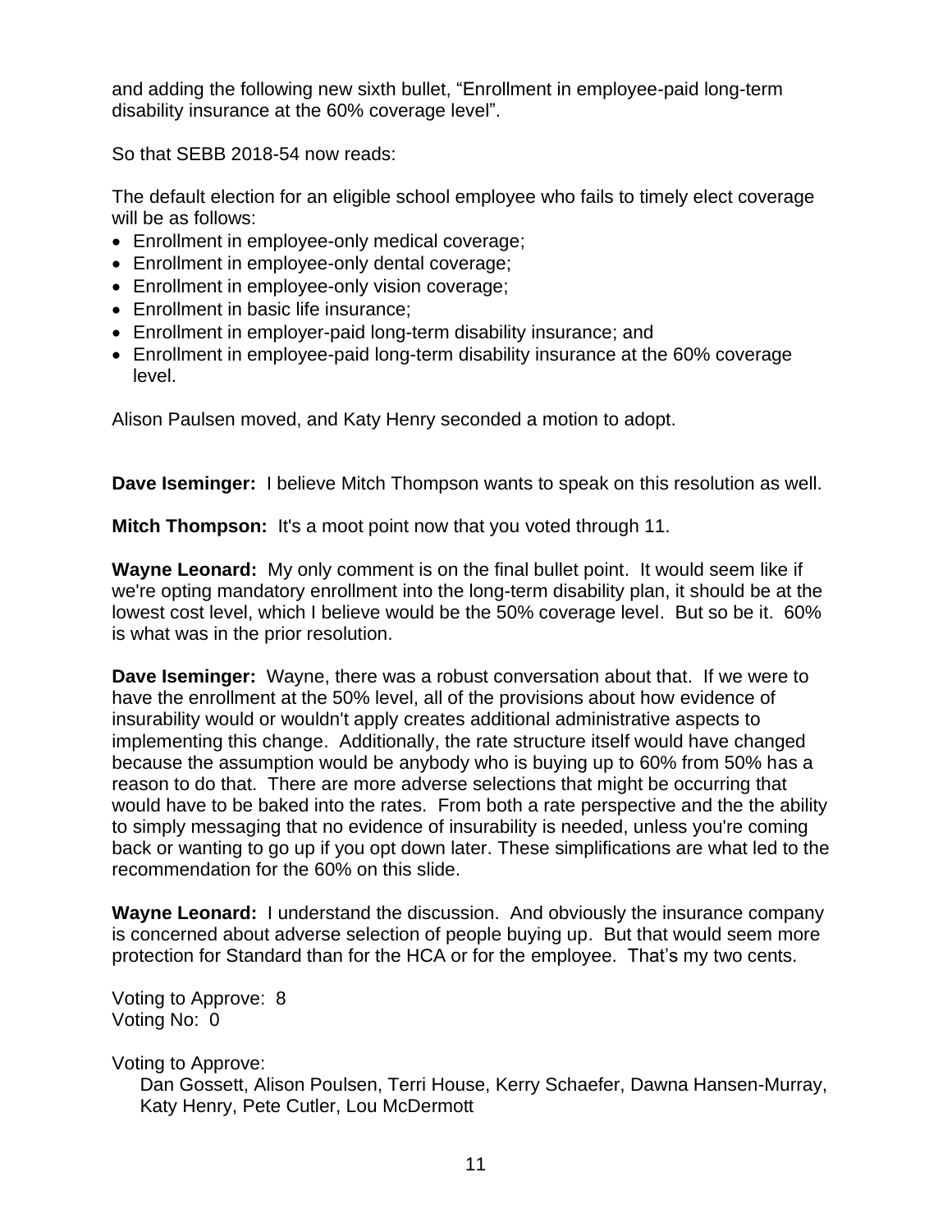and adding the following new sixth bullet, "Enrollment in employee-paid long-term disability insurance at the 60% coverage level".

So that SEBB 2018-54 now reads:

The default election for an eligible school employee who fails to timely elect coverage will be as follows:

- Enrollment in employee-only medical coverage;
- Enrollment in employee-only dental coverage;
- Enrollment in employee-only vision coverage;
- Enrollment in basic life insurance;
- Enrollment in employer-paid long-term disability insurance; and
- Enrollment in employee-paid long-term disability insurance at the 60% coverage level.

Alison Paulsen moved, and Katy Henry seconded a motion to adopt.

**Dave Iseminger:** I believe Mitch Thompson wants to speak on this resolution as well.

**Mitch Thompson:** It's a moot point now that you voted through 11.

**Wayne Leonard:** My only comment is on the final bullet point. It would seem like if we're opting mandatory enrollment into the long-term disability plan, it should be at the lowest cost level, which I believe would be the 50% coverage level. But so be it. 60% is what was in the prior resolution.

**Dave Iseminger:** Wayne, there was a robust conversation about that. If we were to have the enrollment at the 50% level, all of the provisions about how evidence of insurability would or wouldn't apply creates additional administrative aspects to implementing this change. Additionally, the rate structure itself would have changed because the assumption would be anybody who is buying up to 60% from 50% has a reason to do that. There are more adverse selections that might be occurring that would have to be baked into the rates. From both a rate perspective and the the ability to simply messaging that no evidence of insurability is needed, unless you're coming back or wanting to go up if you opt down later. These simplifications are what led to the recommendation for the 60% on this slide.

**Wayne Leonard:** I understand the discussion. And obviously the insurance company is concerned about adverse selection of people buying up. But that would seem more protection for Standard than for the HCA or for the employee. That's my two cents.

Voting to Approve: 8
Voting No: 0

Voting to Approve:
Dan Gossett, Alison Poulsen, Terri House, Kerry Schaefer, Dawna Hansen-Murray, Katy Henry, Pete Cutler, Lou McDermott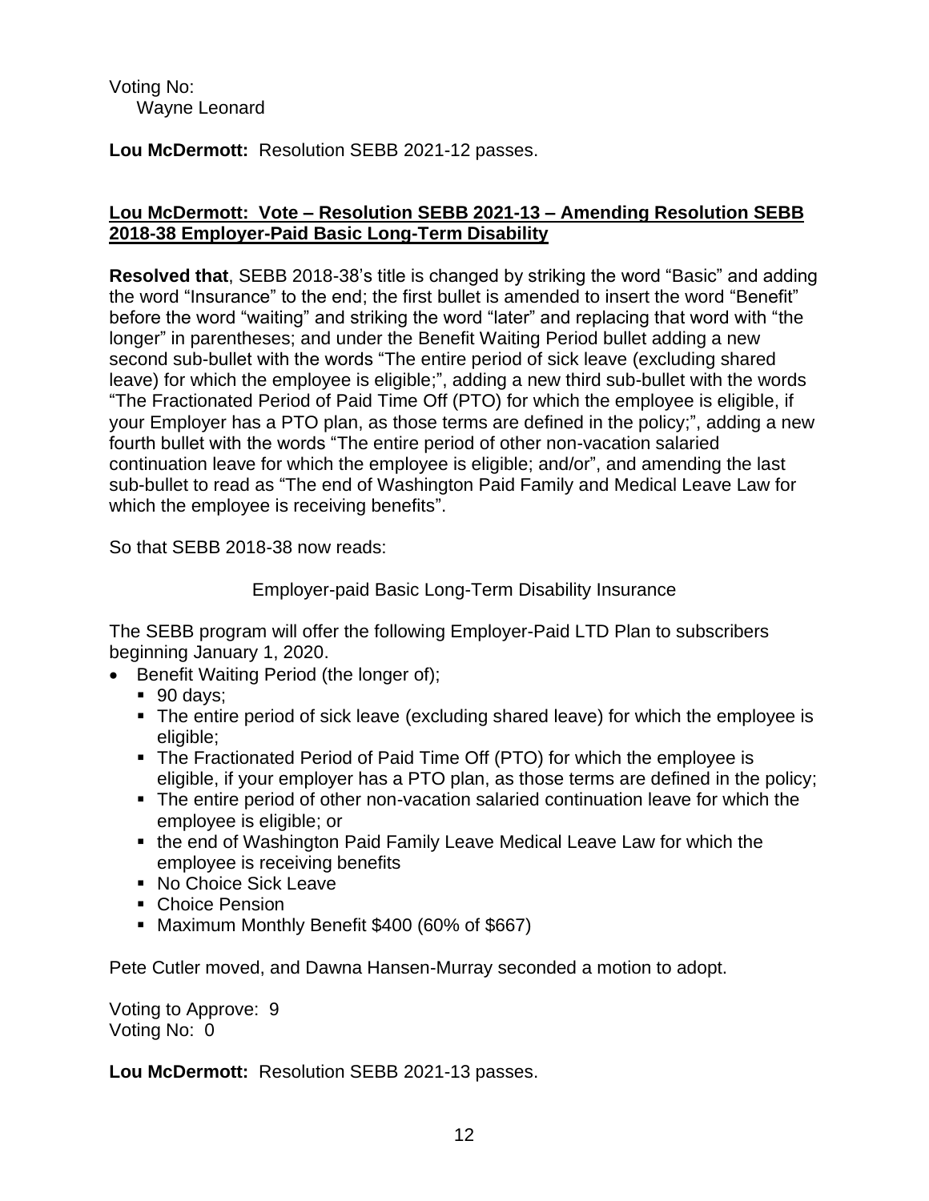Voting No:
  Wayne Leonard

**Lou McDermott:** Resolution SEBB 2021-12 passes.

**Lou McDermott: Vote – Resolution SEBB 2021-13 – Amending Resolution SEBB 2018-38 Employer-Paid Basic Long-Term Disability**

**Resolved that**, SEBB 2018-38's title is changed by striking the word "Basic" and adding the word "Insurance" to the end; the first bullet is amended to insert the word "Benefit" before the word "waiting" and striking the word "later" and replacing that word with "the longer" in parentheses; and under the Benefit Waiting Period bullet adding a new second sub-bullet with the words "The entire period of sick leave (excluding shared leave) for which the employee is eligible;", adding a new third sub-bullet with the words "The Fractionated Period of Paid Time Off (PTO) for which the employee is eligible, if your Employer has a PTO plan, as those terms are defined in the policy;", adding a new fourth bullet with the words "The entire period of other non-vacation salaried continuation leave for which the employee is eligible; and/or", and amending the last sub-bullet to read as "The end of Washington Paid Family and Medical Leave Law for which the employee is receiving benefits".

So that SEBB 2018-38 now reads:

Employer-paid Basic Long-Term Disability Insurance

The SEBB program will offer the following Employer-Paid LTD Plan to subscribers beginning January 1, 2020.

- Benefit Waiting Period (the longer of);
  - 90 days;
  - The entire period of sick leave (excluding shared leave) for which the employee is eligible;
  - The Fractionated Period of Paid Time Off (PTO) for which the employee is eligible, if your employer has a PTO plan, as those terms are defined in the policy;
  - The entire period of other non-vacation salaried continuation leave for which the employee is eligible; or
  - the end of Washington Paid Family Leave Medical Leave Law for which the employee is receiving benefits
  - No Choice Sick Leave
  - Choice Pension
  - Maximum Monthly Benefit $400 (60% of $667)

Pete Cutler moved, and Dawna Hansen-Murray seconded a motion to adopt.

Voting to Approve: 9
Voting No: 0

**Lou McDermott:** Resolution SEBB 2021-13 passes.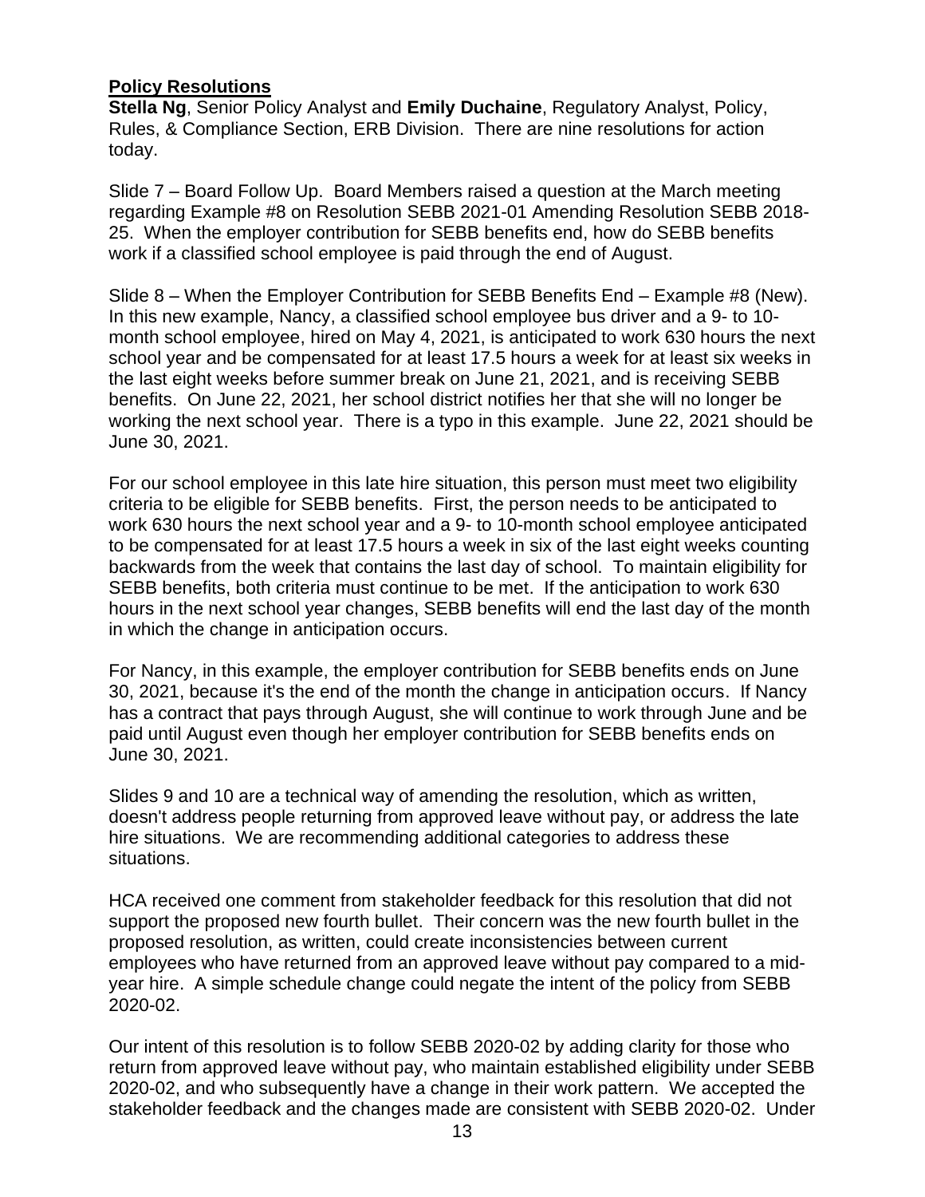**<u>Policy Resolutions</u>**

**Stella Ng**, Senior Policy Analyst and **Emily Duchaine**, Regulatory Analyst, Policy, Rules, & Compliance Section, ERB Division. There are nine resolutions for action today.

Slide 7 – Board Follow Up. Board Members raised a question at the March meeting regarding Example #8 on Resolution SEBB 2021-01 Amending Resolution SEBB 2018-25. When the employer contribution for SEBB benefits end, how do SEBB benefits work if a classified school employee is paid through the end of August.

Slide 8 – When the Employer Contribution for SEBB Benefits End – Example #8 (New). In this new example, Nancy, a classified school employee bus driver and a 9- to 10-month school employee, hired on May 4, 2021, is anticipated to work 630 hours the next school year and be compensated for at least 17.5 hours a week for at least six weeks in the last eight weeks before summer break on June 21, 2021, and is receiving SEBB benefits. On June 22, 2021, her school district notifies her that she will no longer be working the next school year. There is a typo in this example. June 22, 2021 should be June 30, 2021.

For our school employee in this late hire situation, this person must meet two eligibility criteria to be eligible for SEBB benefits. First, the person needs to be anticipated to work 630 hours the next school year and a 9- to 10-month school employee anticipated to be compensated for at least 17.5 hours a week in six of the last eight weeks counting backwards from the week that contains the last day of school. To maintain eligibility for SEBB benefits, both criteria must continue to be met. If the anticipation to work 630 hours in the next school year changes, SEBB benefits will end the last day of the month in which the change in anticipation occurs.

For Nancy, in this example, the employer contribution for SEBB benefits ends on June 30, 2021, because it's the end of the month the change in anticipation occurs. If Nancy has a contract that pays through August, she will continue to work through June and be paid until August even though her employer contribution for SEBB benefits ends on June 30, 2021.

Slides 9 and 10 are a technical way of amending the resolution, which as written, doesn't address people returning from approved leave without pay, or address the late hire situations. We are recommending additional categories to address these situations.

HCA received one comment from stakeholder feedback for this resolution that did not support the proposed new fourth bullet. Their concern was the new fourth bullet in the proposed resolution, as written, could create inconsistencies between current employees who have returned from an approved leave without pay compared to a mid-year hire. A simple schedule change could negate the intent of the policy from SEBB 2020-02.

Our intent of this resolution is to follow SEBB 2020-02 by adding clarity for those who return from approved leave without pay, who maintain established eligibility under SEBB 2020-02, and who subsequently have a change in their work pattern. We accepted the stakeholder feedback and the changes made are consistent with SEBB 2020-02. Under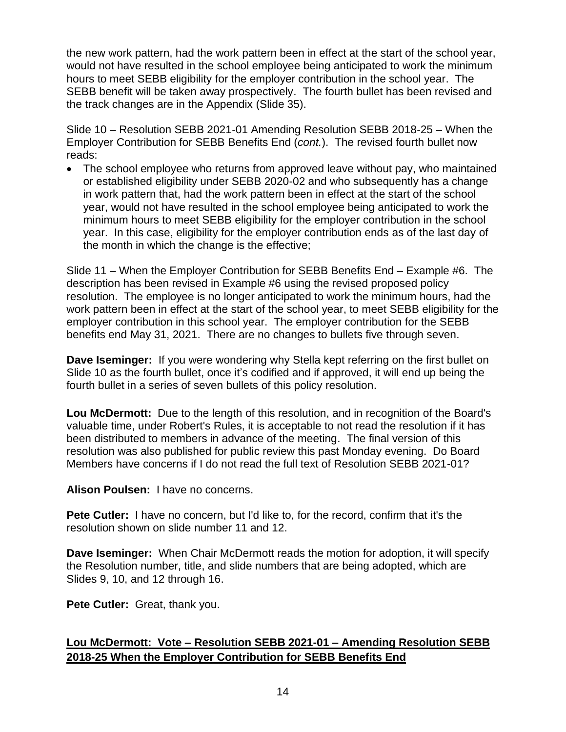the new work pattern, had the work pattern been in effect at the start of the school year, would not have resulted in the school employee being anticipated to work the minimum hours to meet SEBB eligibility for the employer contribution in the school year. The SEBB benefit will be taken away prospectively. The fourth bullet has been revised and the track changes are in the Appendix (Slide 35).

Slide 10 – Resolution SEBB 2021-01 Amending Resolution SEBB 2018-25 – When the Employer Contribution for SEBB Benefits End (*cont.*). The revised fourth bullet now reads:

- The school employee who returns from approved leave without pay, who maintained or established eligibility under SEBB 2020-02 and who subsequently has a change in work pattern that, had the work pattern been in effect at the start of the school year, would not have resulted in the school employee being anticipated to work the minimum hours to meet SEBB eligibility for the employer contribution in the school year. In this case, eligibility for the employer contribution ends as of the last day of the month in which the change is the effective;

Slide 11 – When the Employer Contribution for SEBB Benefits End – Example #6. The description has been revised in Example #6 using the revised proposed policy resolution. The employee is no longer anticipated to work the minimum hours, had the work pattern been in effect at the start of the school year, to meet SEBB eligibility for the employer contribution in this school year. The employer contribution for the SEBB benefits end May 31, 2021. There are no changes to bullets five through seven.

**Dave Iseminger:** If you were wondering why Stella kept referring on the first bullet on Slide 10 as the fourth bullet, once it's codified and if approved, it will end up being the fourth bullet in a series of seven bullets of this policy resolution.

**Lou McDermott:** Due to the length of this resolution, and in recognition of the Board's valuable time, under Robert's Rules, it is acceptable to not read the resolution if it has been distributed to members in advance of the meeting. The final version of this resolution was also published for public review this past Monday evening. Do Board Members have concerns if I do not read the full text of Resolution SEBB 2021-01?

**Alison Poulsen:** I have no concerns.

**Pete Cutler:** I have no concern, but I'd like to, for the record, confirm that it's the resolution shown on slide number 11 and 12.

**Dave Iseminger:** When Chair McDermott reads the motion for adoption, it will specify the Resolution number, title, and slide numbers that are being adopted, which are Slides 9, 10, and 12 through 16.

**Pete Cutler:** Great, thank you.

**<u>Lou McDermott: Vote – Resolution SEBB 2021-01 – Amending Resolution SEBB 2018-25 When the Employer Contribution for SEBB Benefits End</u>**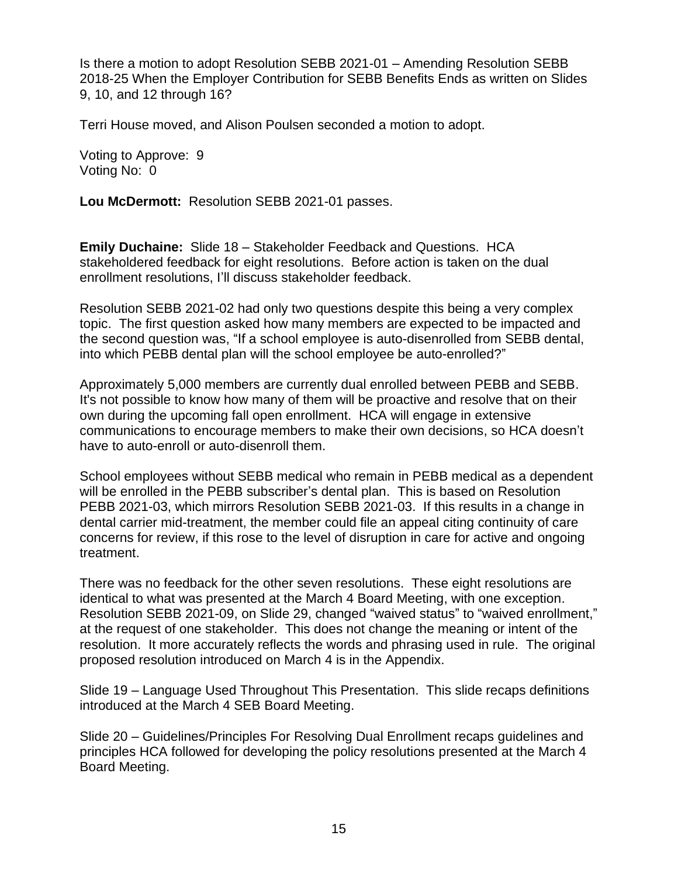Is there a motion to adopt Resolution SEBB 2021-01 – Amending Resolution SEBB 2018-25 When the Employer Contribution for SEBB Benefits Ends as written on Slides 9, 10, and 12 through 16?

Terri House moved, and Alison Poulsen seconded a motion to adopt.

Voting to Approve: 9
Voting No: 0

**Lou McDermott:** Resolution SEBB 2021-01 passes.

**Emily Duchaine:** Slide 18 – Stakeholder Feedback and Questions. HCA stakeholdered feedback for eight resolutions. Before action is taken on the dual enrollment resolutions, I'll discuss stakeholder feedback.

Resolution SEBB 2021-02 had only two questions despite this being a very complex topic. The first question asked how many members are expected to be impacted and the second question was, "If a school employee is auto-disenrolled from SEBB dental, into which PEBB dental plan will the school employee be auto-enrolled?"

Approximately 5,000 members are currently dual enrolled between PEBB and SEBB. It's not possible to know how many of them will be proactive and resolve that on their own during the upcoming fall open enrollment. HCA will engage in extensive communications to encourage members to make their own decisions, so HCA doesn't have to auto-enroll or auto-disenroll them.

School employees without SEBB medical who remain in PEBB medical as a dependent will be enrolled in the PEBB subscriber's dental plan. This is based on Resolution PEBB 2021-03, which mirrors Resolution SEBB 2021-03. If this results in a change in dental carrier mid-treatment, the member could file an appeal citing continuity of care concerns for review, if this rose to the level of disruption in care for active and ongoing treatment.

There was no feedback for the other seven resolutions. These eight resolutions are identical to what was presented at the March 4 Board Meeting, with one exception. Resolution SEBB 2021-09, on Slide 29, changed "waived status" to "waived enrollment," at the request of one stakeholder. This does not change the meaning or intent of the resolution. It more accurately reflects the words and phrasing used in rule. The original proposed resolution introduced on March 4 is in the Appendix.

Slide 19 – Language Used Throughout This Presentation. This slide recaps definitions introduced at the March 4 SEB Board Meeting.

Slide 20 – Guidelines/Principles For Resolving Dual Enrollment recaps guidelines and principles HCA followed for developing the policy resolutions presented at the March 4 Board Meeting.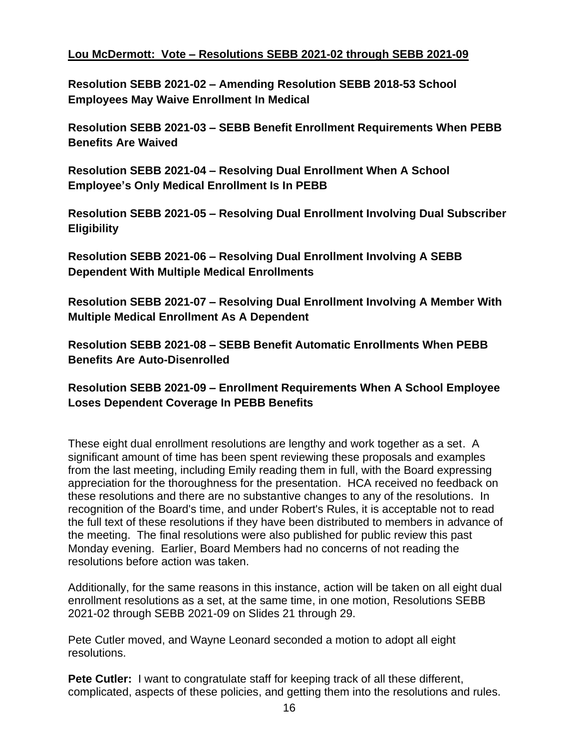**Lou McDermott: Vote – Resolutions SEBB 2021-02 through SEBB 2021-09**

**Resolution SEBB 2021-02 – Amending Resolution SEBB 2018-53 School Employees May Waive Enrollment In Medical**

**Resolution SEBB 2021-03 – SEBB Benefit Enrollment Requirements When PEBB Benefits Are Waived**

**Resolution SEBB 2021-04 – Resolving Dual Enrollment When A School Employee's Only Medical Enrollment Is In PEBB**

**Resolution SEBB 2021-05 – Resolving Dual Enrollment Involving Dual Subscriber Eligibility**

**Resolution SEBB 2021-06 – Resolving Dual Enrollment Involving A SEBB Dependent With Multiple Medical Enrollments**

**Resolution SEBB 2021-07 – Resolving Dual Enrollment Involving A Member With Multiple Medical Enrollment As A Dependent**

**Resolution SEBB 2021-08 – SEBB Benefit Automatic Enrollments When PEBB Benefits Are Auto-Disenrolled**

**Resolution SEBB 2021-09 – Enrollment Requirements When A School Employee Loses Dependent Coverage In PEBB Benefits**

These eight dual enrollment resolutions are lengthy and work together as a set. A significant amount of time has been spent reviewing these proposals and examples from the last meeting, including Emily reading them in full, with the Board expressing appreciation for the thoroughness for the presentation. HCA received no feedback on these resolutions and there are no substantive changes to any of the resolutions. In recognition of the Board's time, and under Robert's Rules, it is acceptable not to read the full text of these resolutions if they have been distributed to members in advance of the meeting. The final resolutions were also published for public review this past Monday evening. Earlier, Board Members had no concerns of not reading the resolutions before action was taken.

Additionally, for the same reasons in this instance, action will be taken on all eight dual enrollment resolutions as a set, at the same time, in one motion, Resolutions SEBB 2021-02 through SEBB 2021-09 on Slides 21 through 29.

Pete Cutler moved, and Wayne Leonard seconded a motion to adopt all eight resolutions.

**Pete Cutler:** I want to congratulate staff for keeping track of all these different, complicated, aspects of these policies, and getting them into the resolutions and rules.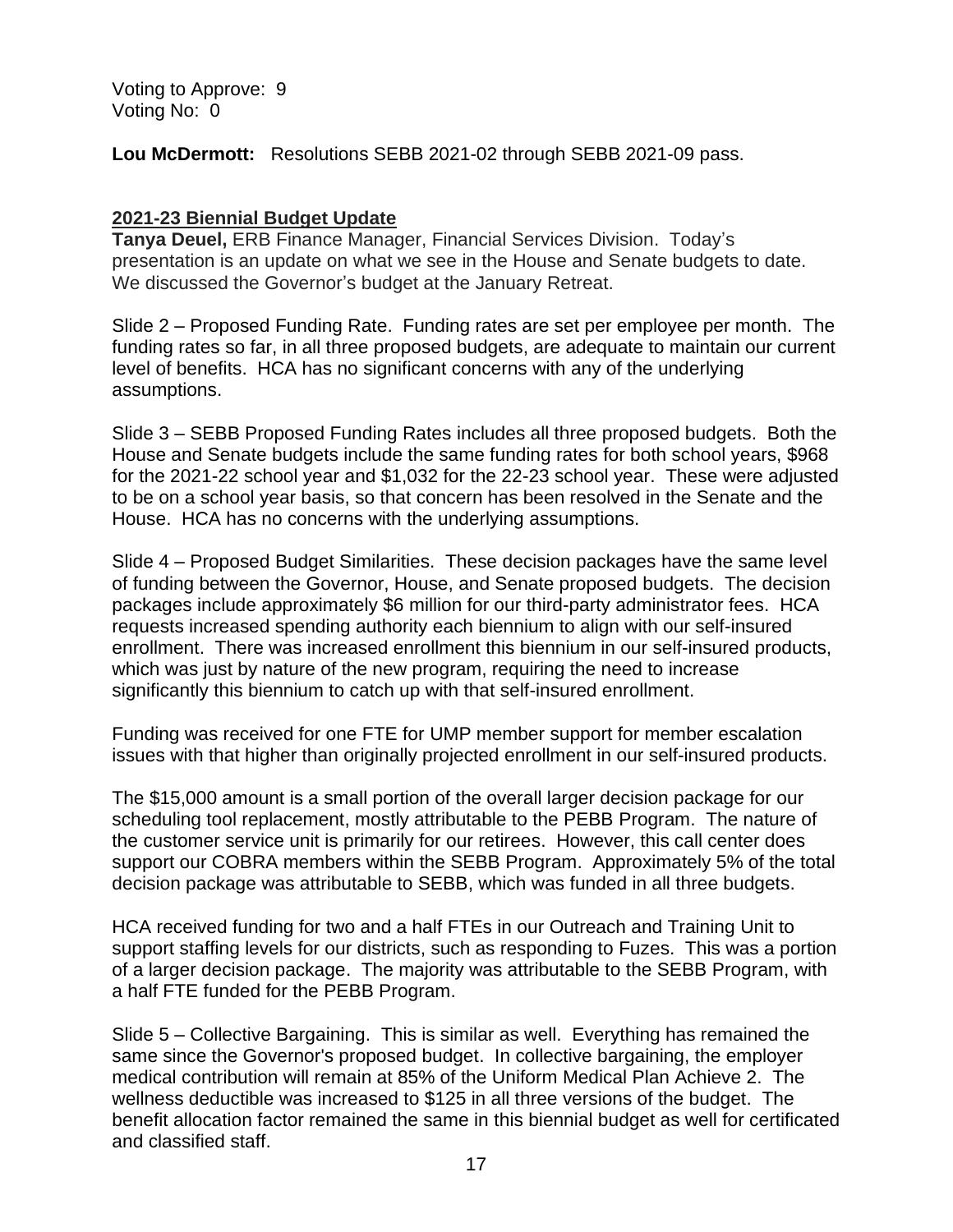Voting to Approve: 9
Voting No: 0

**Lou McDermott:** Resolutions SEBB 2021-02 through SEBB 2021-09 pass.

## 2021-23 Biennial Budget Update

**Tanya Deuel,** ERB Finance Manager, Financial Services Division. Today's presentation is an update on what we see in the House and Senate budgets to date. We discussed the Governor's budget at the January Retreat.

Slide 2 – Proposed Funding Rate. Funding rates are set per employee per month. The funding rates so far, in all three proposed budgets, are adequate to maintain our current level of benefits. HCA has no significant concerns with any of the underlying assumptions.

Slide 3 – SEBB Proposed Funding Rates includes all three proposed budgets. Both the House and Senate budgets include the same funding rates for both school years, $968 for the 2021-22 school year and $1,032 for the 22-23 school year. These were adjusted to be on a school year basis, so that concern has been resolved in the Senate and the House. HCA has no concerns with the underlying assumptions.

Slide 4 – Proposed Budget Similarities. These decision packages have the same level of funding between the Governor, House, and Senate proposed budgets. The decision packages include approximately $6 million for our third-party administrator fees. HCA requests increased spending authority each biennium to align with our self-insured enrollment. There was increased enrollment this biennium in our self-insured products, which was just by nature of the new program, requiring the need to increase significantly this biennium to catch up with that self-insured enrollment.

Funding was received for one FTE for UMP member support for member escalation issues with that higher than originally projected enrollment in our self-insured products.

The $15,000 amount is a small portion of the overall larger decision package for our scheduling tool replacement, mostly attributable to the PEBB Program. The nature of the customer service unit is primarily for our retirees. However, this call center does support our COBRA members within the SEBB Program. Approximately 5% of the total decision package was attributable to SEBB, which was funded in all three budgets.

HCA received funding for two and a half FTEs in our Outreach and Training Unit to support staffing levels for our districts, such as responding to Fuzes. This was a portion of a larger decision package. The majority was attributable to the SEBB Program, with a half FTE funded for the PEBB Program.

Slide 5 – Collective Bargaining. This is similar as well. Everything has remained the same since the Governor's proposed budget. In collective bargaining, the employer medical contribution will remain at 85% of the Uniform Medical Plan Achieve 2. The wellness deductible was increased to $125 in all three versions of the budget. The benefit allocation factor remained the same in this biennial budget as well for certificated and classified staff.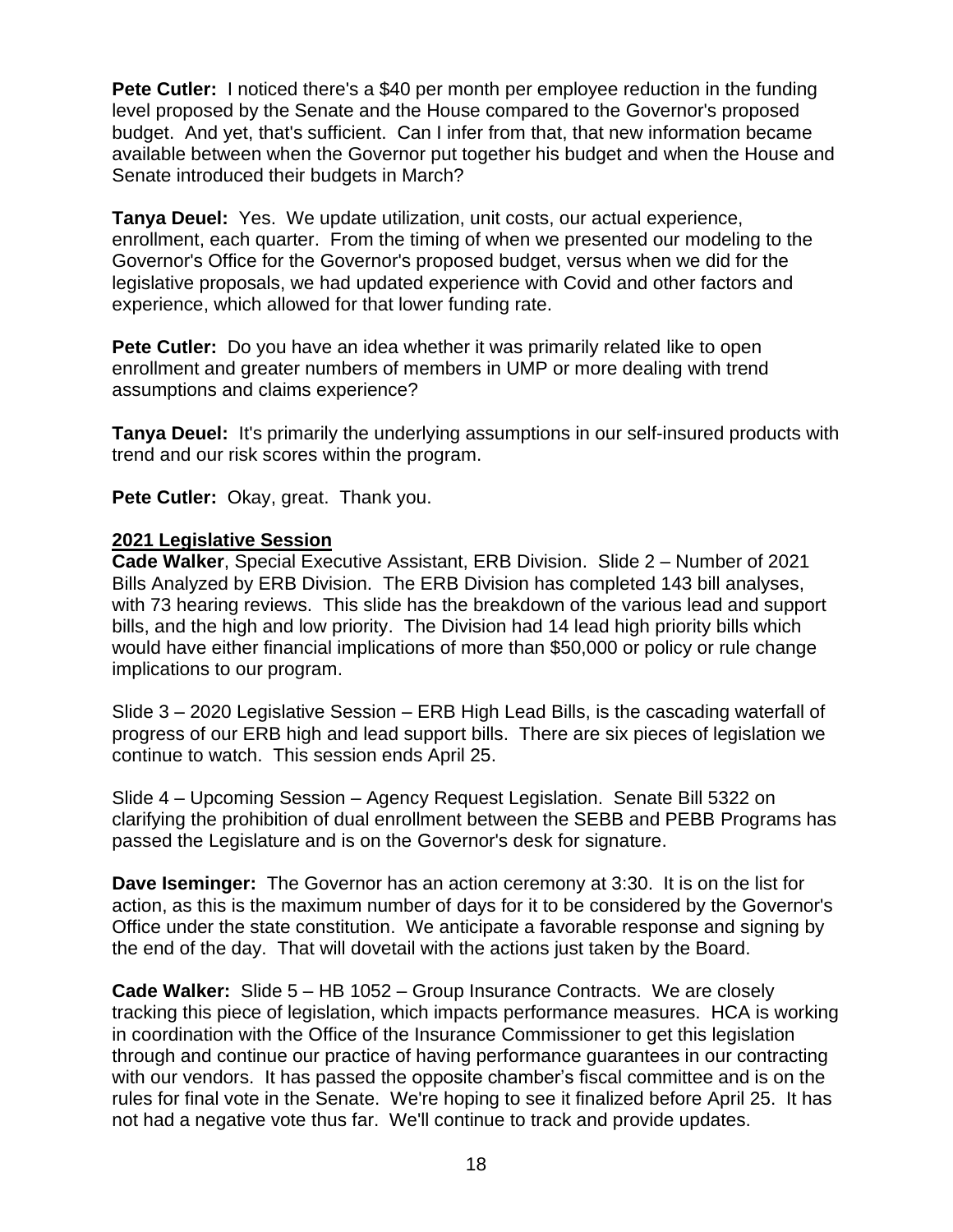**Pete Cutler:** I noticed there's a $40 per month per employee reduction in the funding level proposed by the Senate and the House compared to the Governor's proposed budget. And yet, that's sufficient. Can I infer from that, that new information became available between when the Governor put together his budget and when the House and Senate introduced their budgets in March?

**Tanya Deuel:** Yes. We update utilization, unit costs, our actual experience, enrollment, each quarter. From the timing of when we presented our modeling to the Governor's Office for the Governor's proposed budget, versus when we did for the legislative proposals, we had updated experience with Covid and other factors and experience, which allowed for that lower funding rate.

**Pete Cutler:** Do you have an idea whether it was primarily related like to open enrollment and greater numbers of members in UMP or more dealing with trend assumptions and claims experience?

**Tanya Deuel:** It's primarily the underlying assumptions in our self-insured products with trend and our risk scores within the program.

**Pete Cutler:** Okay, great. Thank you.

**2021 Legislative Session**

**Cade Walker**, Special Executive Assistant, ERB Division. Slide 2 – Number of 2021 Bills Analyzed by ERB Division. The ERB Division has completed 143 bill analyses, with 73 hearing reviews. This slide has the breakdown of the various lead and support bills, and the high and low priority. The Division had 14 lead high priority bills which would have either financial implications of more than $50,000 or policy or rule change implications to our program.

Slide 3 – 2020 Legislative Session – ERB High Lead Bills, is the cascading waterfall of progress of our ERB high and lead support bills. There are six pieces of legislation we continue to watch. This session ends April 25.

Slide 4 – Upcoming Session – Agency Request Legislation. Senate Bill 5322 on clarifying the prohibition of dual enrollment between the SEBB and PEBB Programs has passed the Legislature and is on the Governor's desk for signature.

**Dave Iseminger:** The Governor has an action ceremony at 3:30. It is on the list for action, as this is the maximum number of days for it to be considered by the Governor's Office under the state constitution. We anticipate a favorable response and signing by the end of the day. That will dovetail with the actions just taken by the Board.

**Cade Walker:** Slide 5 – HB 1052 – Group Insurance Contracts. We are closely tracking this piece of legislation, which impacts performance measures. HCA is working in coordination with the Office of the Insurance Commissioner to get this legislation through and continue our practice of having performance guarantees in our contracting with our vendors. It has passed the opposite chamber's fiscal committee and is on the rules for final vote in the Senate. We're hoping to see it finalized before April 25. It has not had a negative vote thus far. We'll continue to track and provide updates.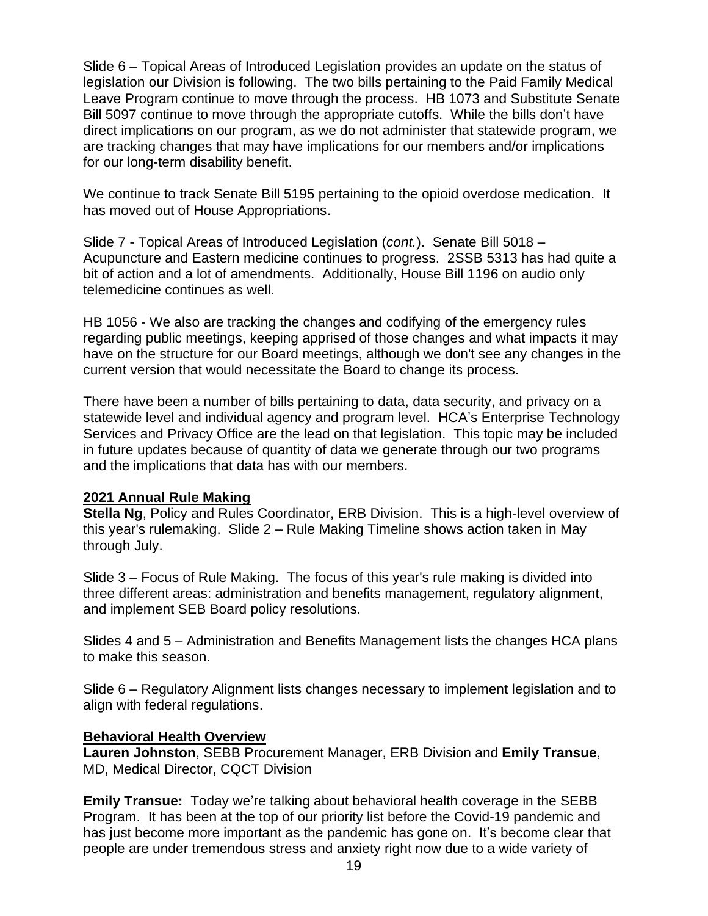Slide 6 – Topical Areas of Introduced Legislation provides an update on the status of legislation our Division is following. The two bills pertaining to the Paid Family Medical Leave Program continue to move through the process. HB 1073 and Substitute Senate Bill 5097 continue to move through the appropriate cutoffs. While the bills don't have direct implications on our program, as we do not administer that statewide program, we are tracking changes that may have implications for our members and/or implications for our long-term disability benefit.

We continue to track Senate Bill 5195 pertaining to the opioid overdose medication. It has moved out of House Appropriations.

Slide 7 - Topical Areas of Introduced Legislation (*cont.*). Senate Bill 5018 – Acupuncture and Eastern medicine continues to progress. 2SSB 5313 has had quite a bit of action and a lot of amendments. Additionally, House Bill 1196 on audio only telemedicine continues as well.

HB 1056 - We also are tracking the changes and codifying of the emergency rules regarding public meetings, keeping apprised of those changes and what impacts it may have on the structure for our Board meetings, although we don't see any changes in the current version that would necessitate the Board to change its process.

There have been a number of bills pertaining to data, data security, and privacy on a statewide level and individual agency and program level. HCA's Enterprise Technology Services and Privacy Office are the lead on that legislation. This topic may be included in future updates because of quantity of data we generate through our two programs and the implications that data has with our members.

**2021 Annual Rule Making**

**Stella Ng**, Policy and Rules Coordinator, ERB Division. This is a high-level overview of this year's rulemaking. Slide 2 – Rule Making Timeline shows action taken in May through July.

Slide 3 – Focus of Rule Making. The focus of this year's rule making is divided into three different areas: administration and benefits management, regulatory alignment, and implement SEB Board policy resolutions.

Slides 4 and 5 – Administration and Benefits Management lists the changes HCA plans to make this season.

Slide 6 – Regulatory Alignment lists changes necessary to implement legislation and to align with federal regulations.

**Behavioral Health Overview**

**Lauren Johnston**, SEBB Procurement Manager, ERB Division and **Emily Transue**, MD, Medical Director, CQCT Division

**Emily Transue:** Today we're talking about behavioral health coverage in the SEBB Program. It has been at the top of our priority list before the Covid-19 pandemic and has just become more important as the pandemic has gone on. It's become clear that people are under tremendous stress and anxiety right now due to a wide variety of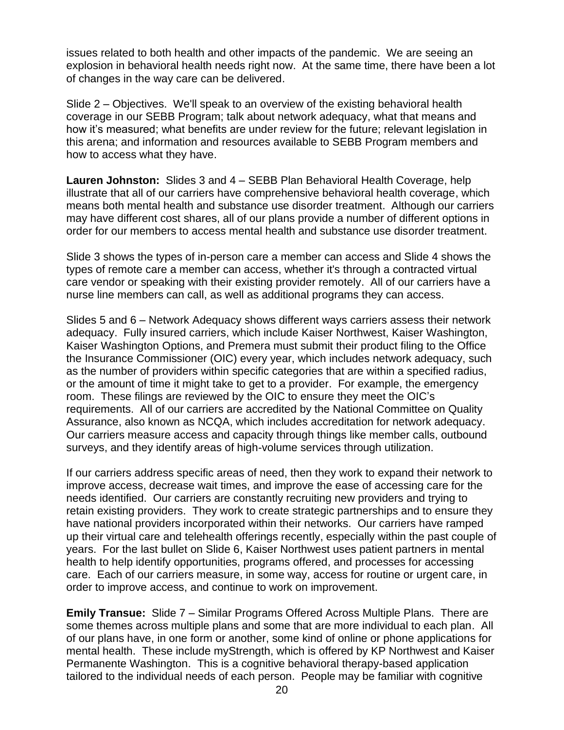issues related to both health and other impacts of the pandemic. We are seeing an explosion in behavioral health needs right now. At the same time, there have been a lot of changes in the way care can be delivered.

Slide 2 – Objectives. We'll speak to an overview of the existing behavioral health coverage in our SEBB Program; talk about network adequacy, what that means and how it's measured; what benefits are under review for the future; relevant legislation in this arena; and information and resources available to SEBB Program members and how to access what they have.

**Lauren Johnston:** Slides 3 and 4 – SEBB Plan Behavioral Health Coverage, help illustrate that all of our carriers have comprehensive behavioral health coverage, which means both mental health and substance use disorder treatment. Although our carriers may have different cost shares, all of our plans provide a number of different options in order for our members to access mental health and substance use disorder treatment.

Slide 3 shows the types of in-person care a member can access and Slide 4 shows the types of remote care a member can access, whether it's through a contracted virtual care vendor or speaking with their existing provider remotely. All of our carriers have a nurse line members can call, as well as additional programs they can access.

Slides 5 and 6 – Network Adequacy shows different ways carriers assess their network adequacy. Fully insured carriers, which include Kaiser Northwest, Kaiser Washington, Kaiser Washington Options, and Premera must submit their product filing to the Office the Insurance Commissioner (OIC) every year, which includes network adequacy, such as the number of providers within specific categories that are within a specified radius, or the amount of time it might take to get to a provider. For example, the emergency room. These filings are reviewed by the OIC to ensure they meet the OIC's requirements. All of our carriers are accredited by the National Committee on Quality Assurance, also known as NCQA, which includes accreditation for network adequacy. Our carriers measure access and capacity through things like member calls, outbound surveys, and they identify areas of high-volume services through utilization.

If our carriers address specific areas of need, then they work to expand their network to improve access, decrease wait times, and improve the ease of accessing care for the needs identified. Our carriers are constantly recruiting new providers and trying to retain existing providers. They work to create strategic partnerships and to ensure they have national providers incorporated within their networks. Our carriers have ramped up their virtual care and telehealth offerings recently, especially within the past couple of years. For the last bullet on Slide 6, Kaiser Northwest uses patient partners in mental health to help identify opportunities, programs offered, and processes for accessing care. Each of our carriers measure, in some way, access for routine or urgent care, in order to improve access, and continue to work on improvement.

**Emily Transue:** Slide 7 – Similar Programs Offered Across Multiple Plans. There are some themes across multiple plans and some that are more individual to each plan. All of our plans have, in one form or another, some kind of online or phone applications for mental health. These include myStrength, which is offered by KP Northwest and Kaiser Permanente Washington. This is a cognitive behavioral therapy-based application tailored to the individual needs of each person. People may be familiar with cognitive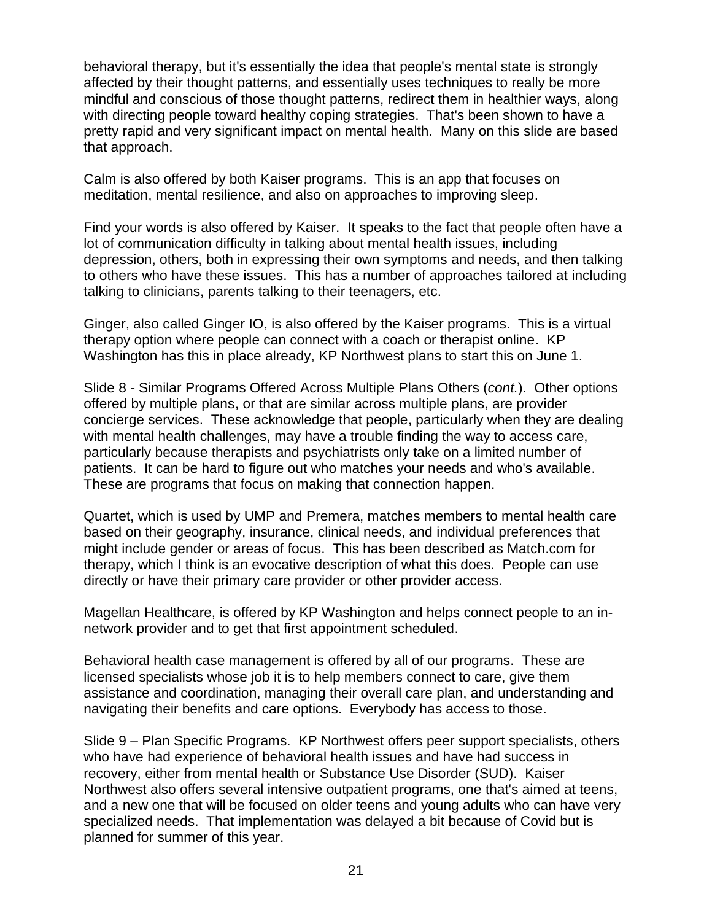behavioral therapy, but it's essentially the idea that people's mental state is strongly affected by their thought patterns, and essentially uses techniques to really be more mindful and conscious of those thought patterns, redirect them in healthier ways, along with directing people toward healthy coping strategies. That's been shown to have a pretty rapid and very significant impact on mental health. Many on this slide are based that approach.

Calm is also offered by both Kaiser programs. This is an app that focuses on meditation, mental resilience, and also on approaches to improving sleep.

Find your words is also offered by Kaiser. It speaks to the fact that people often have a lot of communication difficulty in talking about mental health issues, including depression, others, both in expressing their own symptoms and needs, and then talking to others who have these issues. This has a number of approaches tailored at including talking to clinicians, parents talking to their teenagers, etc.

Ginger, also called Ginger IO, is also offered by the Kaiser programs. This is a virtual therapy option where people can connect with a coach or therapist online. KP Washington has this in place already, KP Northwest plans to start this on June 1.

Slide 8 - Similar Programs Offered Across Multiple Plans Others (*cont.*). Other options offered by multiple plans, or that are similar across multiple plans, are provider concierge services. These acknowledge that people, particularly when they are dealing with mental health challenges, may have a trouble finding the way to access care, particularly because therapists and psychiatrists only take on a limited number of patients. It can be hard to figure out who matches your needs and who's available. These are programs that focus on making that connection happen.

Quartet, which is used by UMP and Premera, matches members to mental health care based on their geography, insurance, clinical needs, and individual preferences that might include gender or areas of focus. This has been described as Match.com for therapy, which I think is an evocative description of what this does. People can use directly or have their primary care provider or other provider access.

Magellan Healthcare, is offered by KP Washington and helps connect people to an in-network provider and to get that first appointment scheduled.

Behavioral health case management is offered by all of our programs. These are licensed specialists whose job it is to help members connect to care, give them assistance and coordination, managing their overall care plan, and understanding and navigating their benefits and care options. Everybody has access to those.

Slide 9 – Plan Specific Programs. KP Northwest offers peer support specialists, others who have had experience of behavioral health issues and have had success in recovery, either from mental health or Substance Use Disorder (SUD). Kaiser Northwest also offers several intensive outpatient programs, one that's aimed at teens, and a new one that will be focused on older teens and young adults who can have very specialized needs. That implementation was delayed a bit because of Covid but is planned for summer of this year.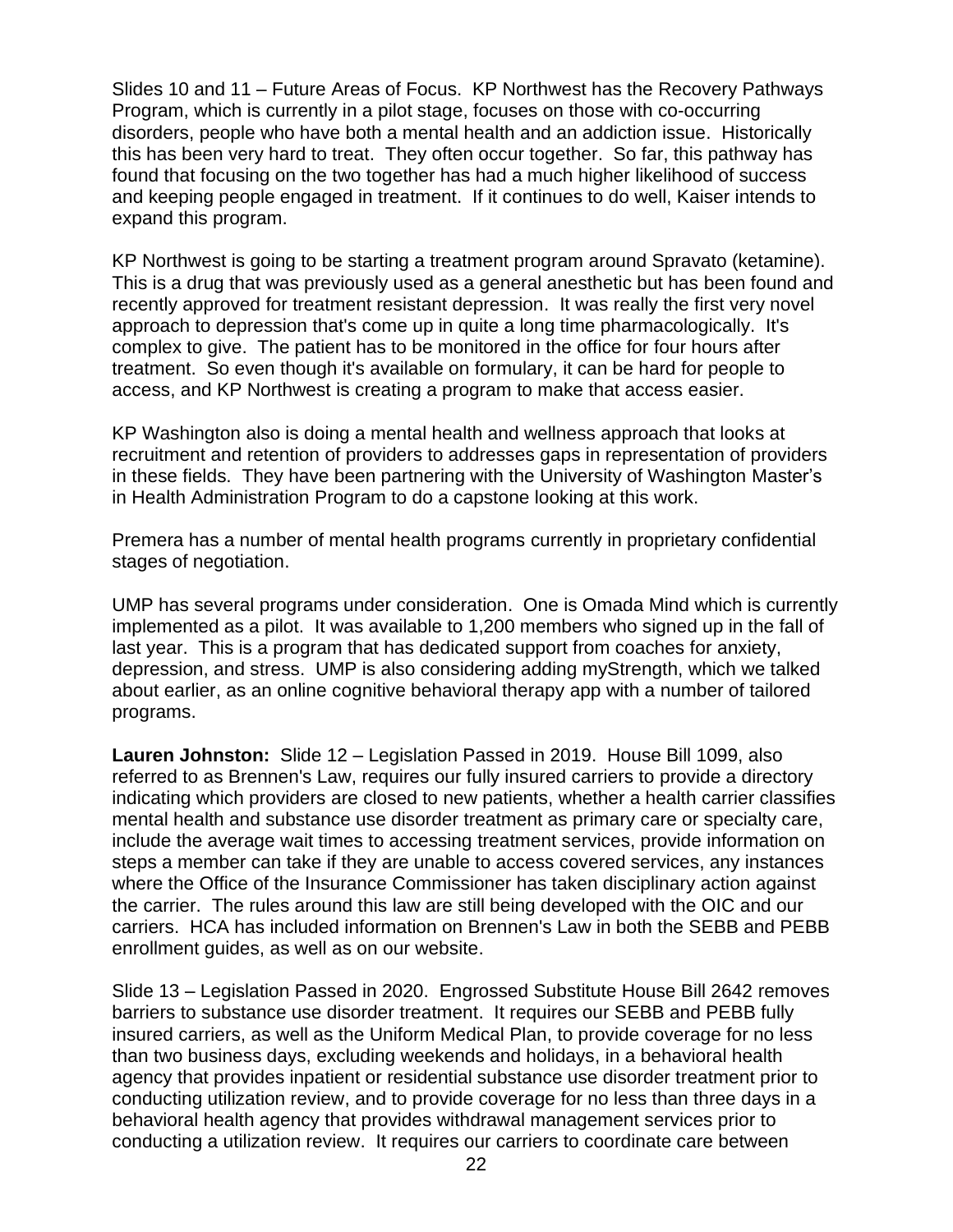Slides 10 and 11 – Future Areas of Focus. KP Northwest has the Recovery Pathways Program, which is currently in a pilot stage, focuses on those with co-occurring disorders, people who have both a mental health and an addiction issue. Historically this has been very hard to treat. They often occur together. So far, this pathway has found that focusing on the two together has had a much higher likelihood of success and keeping people engaged in treatment. If it continues to do well, Kaiser intends to expand this program.

KP Northwest is going to be starting a treatment program around Spravato (ketamine). This is a drug that was previously used as a general anesthetic but has been found and recently approved for treatment resistant depression. It was really the first very novel approach to depression that's come up in quite a long time pharmacologically. It's complex to give. The patient has to be monitored in the office for four hours after treatment. So even though it's available on formulary, it can be hard for people to access, and KP Northwest is creating a program to make that access easier.

KP Washington also is doing a mental health and wellness approach that looks at recruitment and retention of providers to addresses gaps in representation of providers in these fields. They have been partnering with the University of Washington Master's in Health Administration Program to do a capstone looking at this work.

Premera has a number of mental health programs currently in proprietary confidential stages of negotiation.

UMP has several programs under consideration. One is Omada Mind which is currently implemented as a pilot. It was available to 1,200 members who signed up in the fall of last year. This is a program that has dedicated support from coaches for anxiety, depression, and stress. UMP is also considering adding myStrength, which we talked about earlier, as an online cognitive behavioral therapy app with a number of tailored programs.

**Lauren Johnston:** Slide 12 – Legislation Passed in 2019. House Bill 1099, also referred to as Brennen's Law, requires our fully insured carriers to provide a directory indicating which providers are closed to new patients, whether a health carrier classifies mental health and substance use disorder treatment as primary care or specialty care, include the average wait times to accessing treatment services, provide information on steps a member can take if they are unable to access covered services, any instances where the Office of the Insurance Commissioner has taken disciplinary action against the carrier. The rules around this law are still being developed with the OIC and our carriers. HCA has included information on Brennen's Law in both the SEBB and PEBB enrollment guides, as well as on our website.

Slide 13 – Legislation Passed in 2020. Engrossed Substitute House Bill 2642 removes barriers to substance use disorder treatment. It requires our SEBB and PEBB fully insured carriers, as well as the Uniform Medical Plan, to provide coverage for no less than two business days, excluding weekends and holidays, in a behavioral health agency that provides inpatient or residential substance use disorder treatment prior to conducting utilization review, and to provide coverage for no less than three days in a behavioral health agency that provides withdrawal management services prior to conducting a utilization review. It requires our carriers to coordinate care between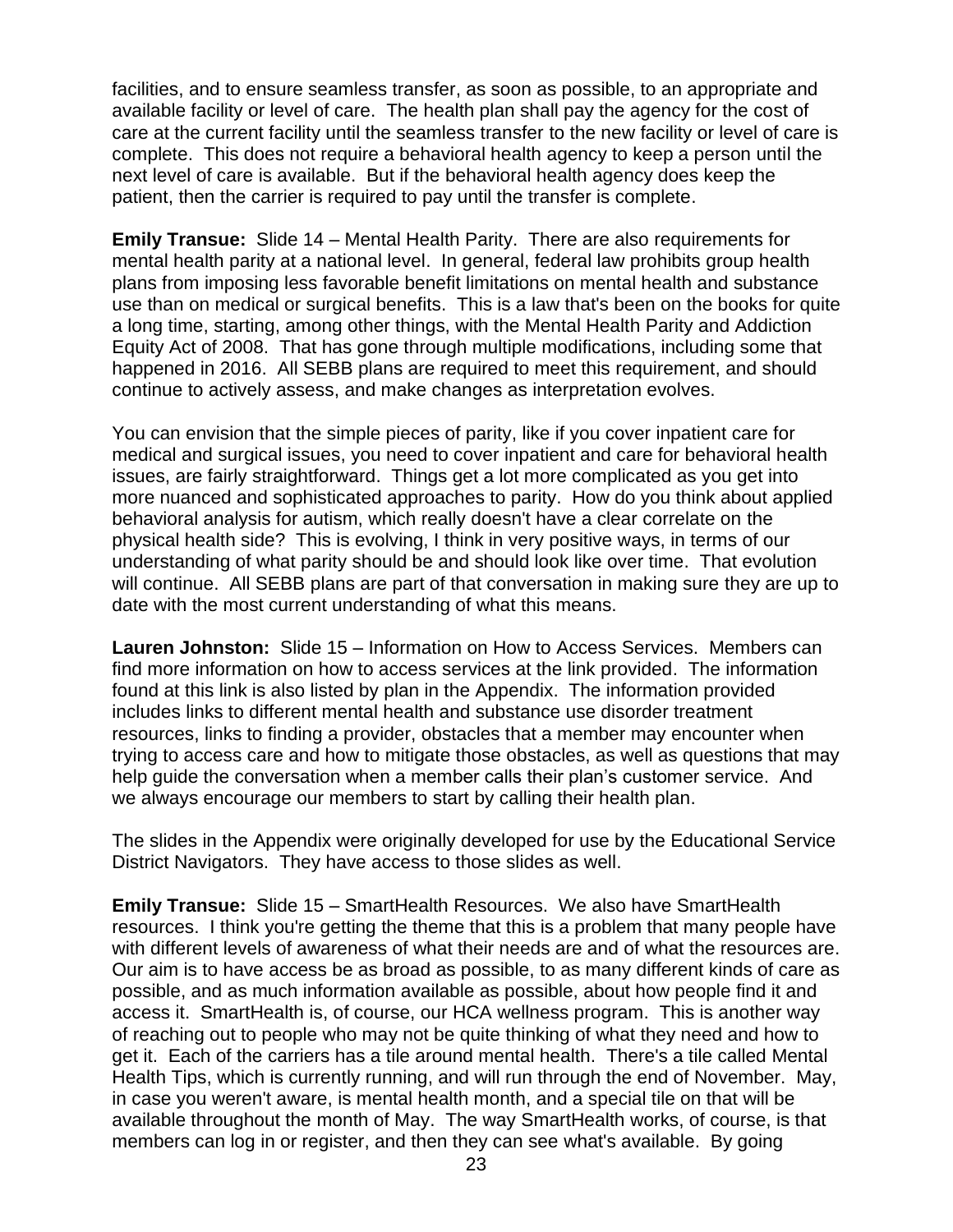facilities, and to ensure seamless transfer, as soon as possible, to an appropriate and available facility or level of care. The health plan shall pay the agency for the cost of care at the current facility until the seamless transfer to the new facility or level of care is complete. This does not require a behavioral health agency to keep a person until the next level of care is available. But if the behavioral health agency does keep the patient, then the carrier is required to pay until the transfer is complete.

**Emily Transue:** Slide 14 – Mental Health Parity. There are also requirements for mental health parity at a national level. In general, federal law prohibits group health plans from imposing less favorable benefit limitations on mental health and substance use than on medical or surgical benefits. This is a law that's been on the books for quite a long time, starting, among other things, with the Mental Health Parity and Addiction Equity Act of 2008. That has gone through multiple modifications, including some that happened in 2016. All SEBB plans are required to meet this requirement, and should continue to actively assess, and make changes as interpretation evolves.

You can envision that the simple pieces of parity, like if you cover inpatient care for medical and surgical issues, you need to cover inpatient and care for behavioral health issues, are fairly straightforward. Things get a lot more complicated as you get into more nuanced and sophisticated approaches to parity. How do you think about applied behavioral analysis for autism, which really doesn't have a clear correlate on the physical health side? This is evolving, I think in very positive ways, in terms of our understanding of what parity should be and should look like over time. That evolution will continue. All SEBB plans are part of that conversation in making sure they are up to date with the most current understanding of what this means.

**Lauren Johnston:** Slide 15 – Information on How to Access Services. Members can find more information on how to access services at the link provided. The information found at this link is also listed by plan in the Appendix. The information provided includes links to different mental health and substance use disorder treatment resources, links to finding a provider, obstacles that a member may encounter when trying to access care and how to mitigate those obstacles, as well as questions that may help guide the conversation when a member calls their plan's customer service. And we always encourage our members to start by calling their health plan.

The slides in the Appendix were originally developed for use by the Educational Service District Navigators. They have access to those slides as well.

**Emily Transue:** Slide 15 – SmartHealth Resources. We also have SmartHealth resources. I think you're getting the theme that this is a problem that many people have with different levels of awareness of what their needs are and of what the resources are. Our aim is to have access be as broad as possible, to as many different kinds of care as possible, and as much information available as possible, about how people find it and access it. SmartHealth is, of course, our HCA wellness program. This is another way of reaching out to people who may not be quite thinking of what they need and how to get it. Each of the carriers has a tile around mental health. There's a tile called Mental Health Tips, which is currently running, and will run through the end of November. May, in case you weren't aware, is mental health month, and a special tile on that will be available throughout the month of May. The way SmartHealth works, of course, is that members can log in or register, and then they can see what's available. By going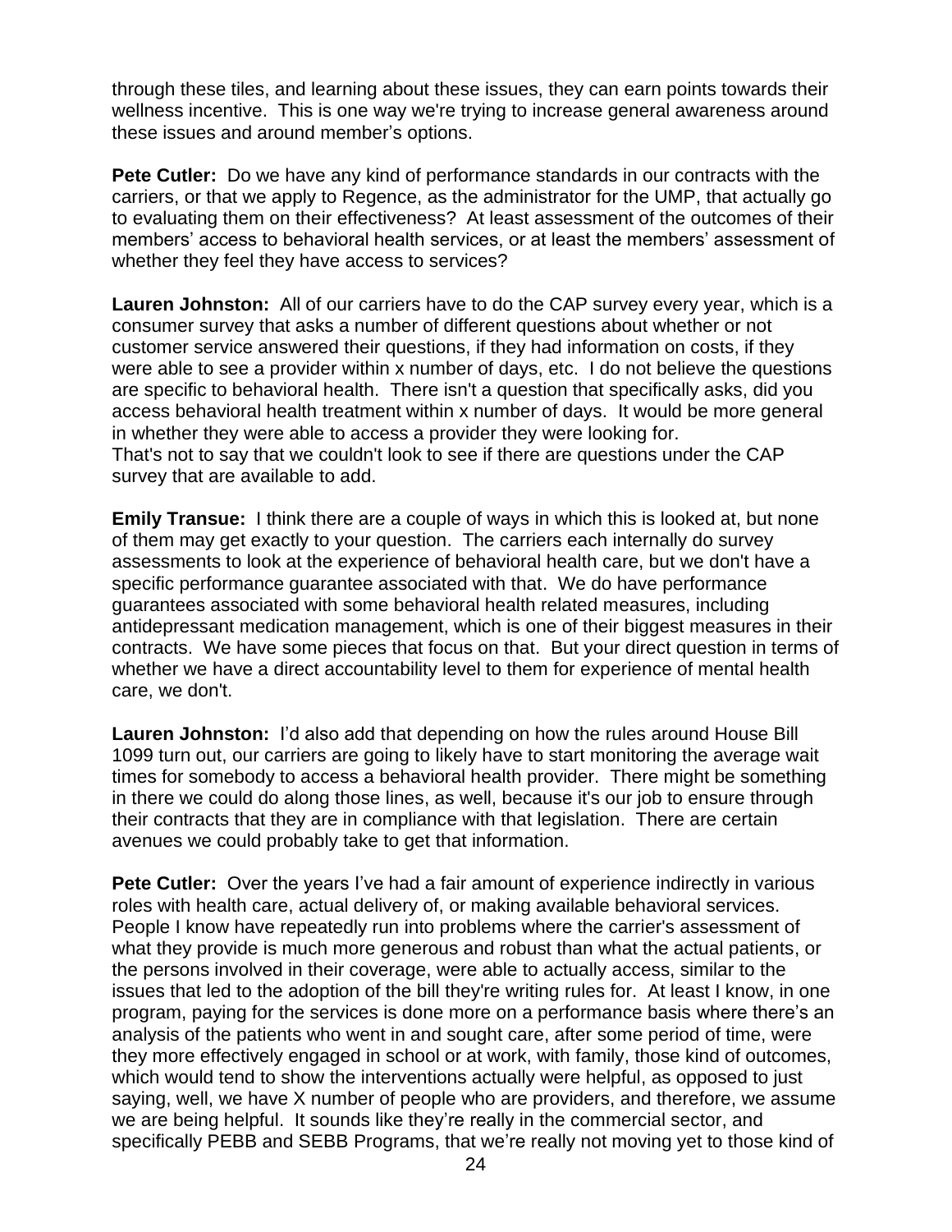through these tiles, and learning about these issues, they can earn points towards their wellness incentive. This is one way we're trying to increase general awareness around these issues and around member's options.

**Pete Cutler:** Do we have any kind of performance standards in our contracts with the carriers, or that we apply to Regence, as the administrator for the UMP, that actually go to evaluating them on their effectiveness? At least assessment of the outcomes of their members' access to behavioral health services, or at least the members' assessment of whether they feel they have access to services?

**Lauren Johnston:** All of our carriers have to do the CAP survey every year, which is a consumer survey that asks a number of different questions about whether or not customer service answered their questions, if they had information on costs, if they were able to see a provider within x number of days, etc. I do not believe the questions are specific to behavioral health. There isn't a question that specifically asks, did you access behavioral health treatment within x number of days. It would be more general in whether they were able to access a provider they were looking for.
That's not to say that we couldn't look to see if there are questions under the CAP survey that are available to add.

**Emily Transue:** I think there are a couple of ways in which this is looked at, but none of them may get exactly to your question. The carriers each internally do survey assessments to look at the experience of behavioral health care, but we don't have a specific performance guarantee associated with that. We do have performance guarantees associated with some behavioral health related measures, including antidepressant medication management, which is one of their biggest measures in their contracts. We have some pieces that focus on that. But your direct question in terms of whether we have a direct accountability level to them for experience of mental health care, we don't.

**Lauren Johnston:** I'd also add that depending on how the rules around House Bill 1099 turn out, our carriers are going to likely have to start monitoring the average wait times for somebody to access a behavioral health provider. There might be something in there we could do along those lines, as well, because it's our job to ensure through their contracts that they are in compliance with that legislation. There are certain avenues we could probably take to get that information.

**Pete Cutler:** Over the years I've had a fair amount of experience indirectly in various roles with health care, actual delivery of, or making available behavioral services. People I know have repeatedly run into problems where the carrier's assessment of what they provide is much more generous and robust than what the actual patients, or the persons involved in their coverage, were able to actually access, similar to the issues that led to the adoption of the bill they're writing rules for. At least I know, in one program, paying for the services is done more on a performance basis where there's an analysis of the patients who went in and sought care, after some period of time, were they more effectively engaged in school or at work, with family, those kind of outcomes, which would tend to show the interventions actually were helpful, as opposed to just saying, well, we have X number of people who are providers, and therefore, we assume we are being helpful. It sounds like they're really in the commercial sector, and specifically PEBB and SEBB Programs, that we're really not moving yet to those kind of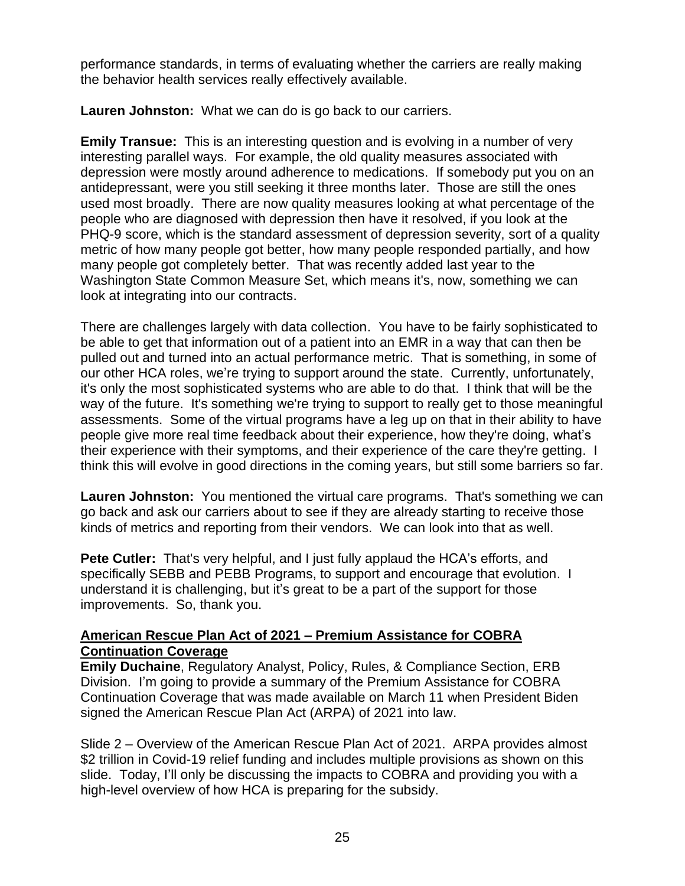performance standards, in terms of evaluating whether the carriers are really making the behavior health services really effectively available.

**Lauren Johnston:** What we can do is go back to our carriers.

**Emily Transue:** This is an interesting question and is evolving in a number of very interesting parallel ways. For example, the old quality measures associated with depression were mostly around adherence to medications. If somebody put you on an antidepressant, were you still seeking it three months later. Those are still the ones used most broadly. There are now quality measures looking at what percentage of the people who are diagnosed with depression then have it resolved, if you look at the PHQ-9 score, which is the standard assessment of depression severity, sort of a quality metric of how many people got better, how many people responded partially, and how many people got completely better. That was recently added last year to the Washington State Common Measure Set, which means it's, now, something we can look at integrating into our contracts.

There are challenges largely with data collection. You have to be fairly sophisticated to be able to get that information out of a patient into an EMR in a way that can then be pulled out and turned into an actual performance metric. That is something, in some of our other HCA roles, we're trying to support around the state. Currently, unfortunately, it's only the most sophisticated systems who are able to do that. I think that will be the way of the future. It's something we're trying to support to really get to those meaningful assessments. Some of the virtual programs have a leg up on that in their ability to have people give more real time feedback about their experience, how they're doing, what's their experience with their symptoms, and their experience of the care they're getting. I think this will evolve in good directions in the coming years, but still some barriers so far.

**Lauren Johnston:** You mentioned the virtual care programs. That's something we can go back and ask our carriers about to see if they are already starting to receive those kinds of metrics and reporting from their vendors. We can look into that as well.

**Pete Cutler:** That's very helpful, and I just fully applaud the HCA's efforts, and specifically SEBB and PEBB Programs, to support and encourage that evolution. I understand it is challenging, but it's great to be a part of the support for those improvements. So, thank you.

**American Rescue Plan Act of 2021 – Premium Assistance for COBRA Continuation Coverage**

**Emily Duchaine**, Regulatory Analyst, Policy, Rules, & Compliance Section, ERB Division. I'm going to provide a summary of the Premium Assistance for COBRA Continuation Coverage that was made available on March 11 when President Biden signed the American Rescue Plan Act (ARPA) of 2021 into law.

Slide 2 – Overview of the American Rescue Plan Act of 2021. ARPA provides almost $2 trillion in Covid-19 relief funding and includes multiple provisions as shown on this slide. Today, I'll only be discussing the impacts to COBRA and providing you with a high-level overview of how HCA is preparing for the subsidy.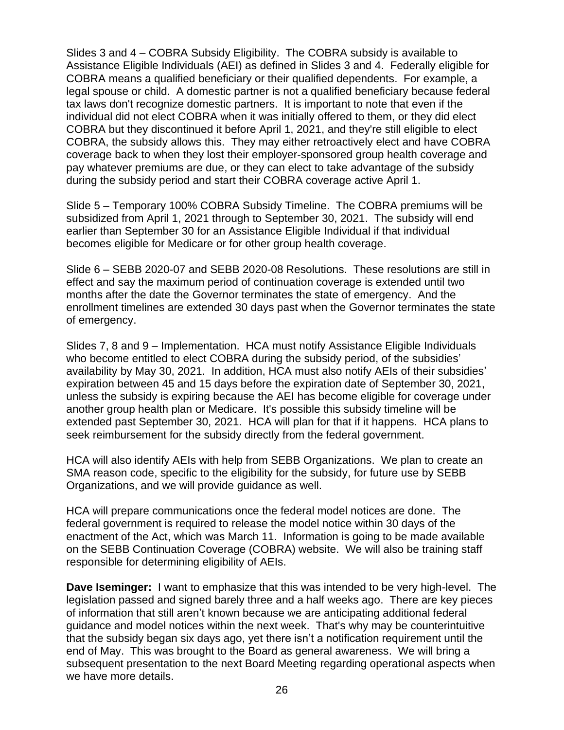Slides 3 and 4 – COBRA Subsidy Eligibility. The COBRA subsidy is available to Assistance Eligible Individuals (AEI) as defined in Slides 3 and 4. Federally eligible for COBRA means a qualified beneficiary or their qualified dependents. For example, a legal spouse or child. A domestic partner is not a qualified beneficiary because federal tax laws don't recognize domestic partners. It is important to note that even if the individual did not elect COBRA when it was initially offered to them, or they did elect COBRA but they discontinued it before April 1, 2021, and they're still eligible to elect COBRA, the subsidy allows this. They may either retroactively elect and have COBRA coverage back to when they lost their employer-sponsored group health coverage and pay whatever premiums are due, or they can elect to take advantage of the subsidy during the subsidy period and start their COBRA coverage active April 1.

Slide 5 – Temporary 100% COBRA Subsidy Timeline. The COBRA premiums will be subsidized from April 1, 2021 through to September 30, 2021. The subsidy will end earlier than September 30 for an Assistance Eligible Individual if that individual becomes eligible for Medicare or for other group health coverage.

Slide 6 – SEBB 2020-07 and SEBB 2020-08 Resolutions. These resolutions are still in effect and say the maximum period of continuation coverage is extended until two months after the date the Governor terminates the state of emergency. And the enrollment timelines are extended 30 days past when the Governor terminates the state of emergency.

Slides 7, 8 and 9 – Implementation. HCA must notify Assistance Eligible Individuals who become entitled to elect COBRA during the subsidy period, of the subsidies' availability by May 30, 2021. In addition, HCA must also notify AEIs of their subsidies' expiration between 45 and 15 days before the expiration date of September 30, 2021, unless the subsidy is expiring because the AEI has become eligible for coverage under another group health plan or Medicare. It's possible this subsidy timeline will be extended past September 30, 2021. HCA will plan for that if it happens. HCA plans to seek reimbursement for the subsidy directly from the federal government.

HCA will also identify AEIs with help from SEBB Organizations. We plan to create an SMA reason code, specific to the eligibility for the subsidy, for future use by SEBB Organizations, and we will provide guidance as well.

HCA will prepare communications once the federal model notices are done. The federal government is required to release the model notice within 30 days of the enactment of the Act, which was March 11. Information is going to be made available on the SEBB Continuation Coverage (COBRA) website. We will also be training staff responsible for determining eligibility of AEIs.

**Dave Iseminger:** I want to emphasize that this was intended to be very high-level. The legislation passed and signed barely three and a half weeks ago. There are key pieces of information that still aren't known because we are anticipating additional federal guidance and model notices within the next week. That's why may be counterintuitive that the subsidy began six days ago, yet there isn't a notification requirement until the end of May. This was brought to the Board as general awareness. We will bring a subsequent presentation to the next Board Meeting regarding operational aspects when we have more details.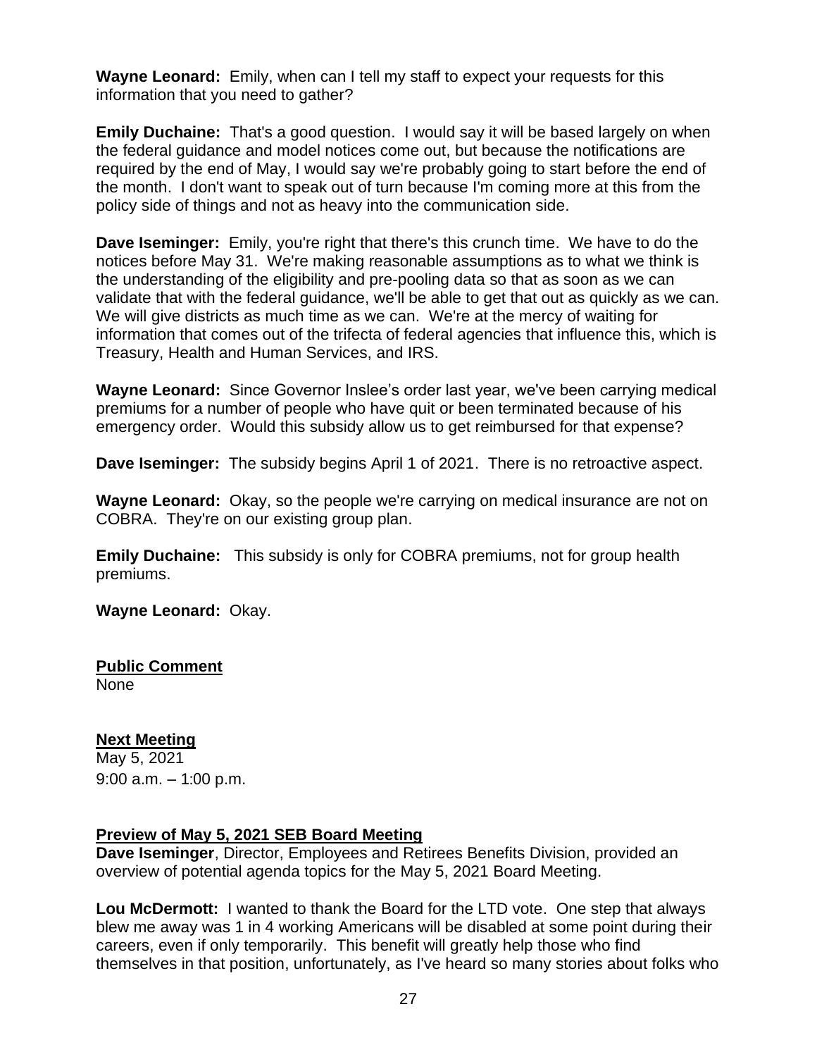**Wayne Leonard:** Emily, when can I tell my staff to expect your requests for this information that you need to gather?

**Emily Duchaine:** That's a good question. I would say it will be based largely on when the federal guidance and model notices come out, but because the notifications are required by the end of May, I would say we're probably going to start before the end of the month. I don't want to speak out of turn because I'm coming more at this from the policy side of things and not as heavy into the communication side.

**Dave Iseminger:** Emily, you're right that there's this crunch time. We have to do the notices before May 31. We're making reasonable assumptions as to what we think is the understanding of the eligibility and pre-pooling data so that as soon as we can validate that with the federal guidance, we'll be able to get that out as quickly as we can. We will give districts as much time as we can. We're at the mercy of waiting for information that comes out of the trifecta of federal agencies that influence this, which is Treasury, Health and Human Services, and IRS.

**Wayne Leonard:** Since Governor Inslee's order last year, we've been carrying medical premiums for a number of people who have quit or been terminated because of his emergency order. Would this subsidy allow us to get reimbursed for that expense?

**Dave Iseminger:** The subsidy begins April 1 of 2021. There is no retroactive aspect.

**Wayne Leonard:** Okay, so the people we're carrying on medical insurance are not on COBRA. They're on our existing group plan.

**Emily Duchaine:** This subsidy is only for COBRA premiums, not for group health premiums.

**Wayne Leonard:** Okay.

**Public Comment**

None

**Next Meeting**

May 5, 2021
9:00 a.m. – 1:00 p.m.

**Preview of May 5, 2021 SEB Board Meeting**

**Dave Iseminger**, Director, Employees and Retirees Benefits Division, provided an overview of potential agenda topics for the May 5, 2021 Board Meeting.

**Lou McDermott:** I wanted to thank the Board for the LTD vote. One step that always blew me away was 1 in 4 working Americans will be disabled at some point during their careers, even if only temporarily. This benefit will greatly help those who find themselves in that position, unfortunately, as I've heard so many stories about folks who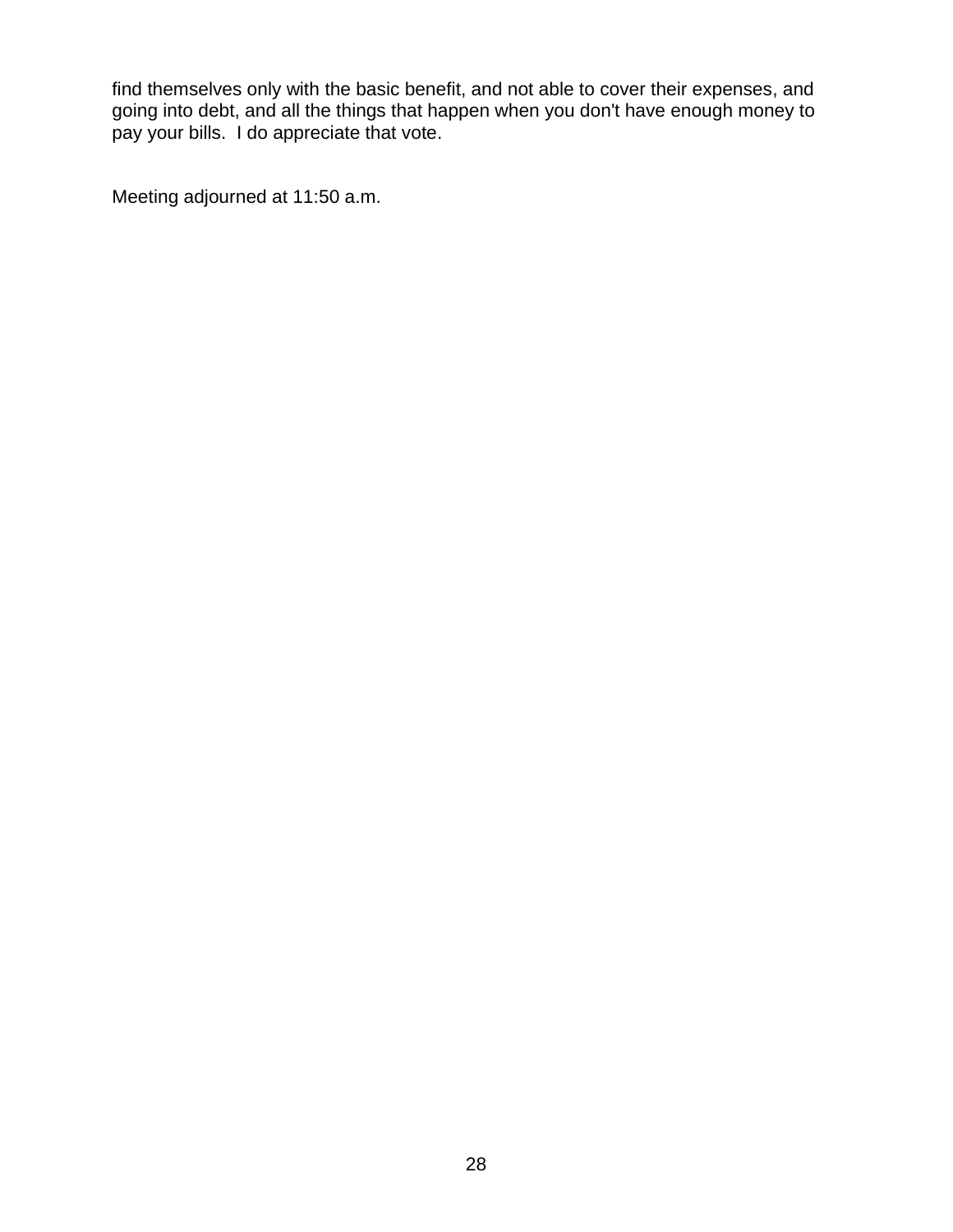find themselves only with the basic benefit, and not able to cover their expenses, and going into debt, and all the things that happen when you don't have enough money to pay your bills. I do appreciate that vote.

Meeting adjourned at 11:50 a.m.